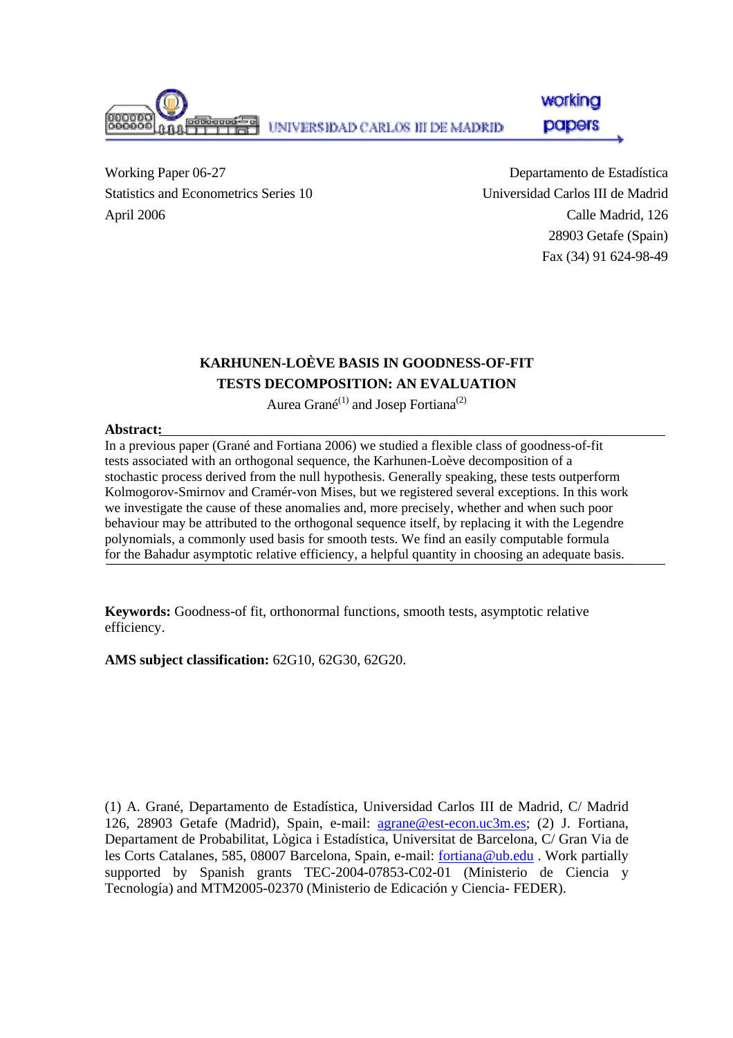UNIVERSIDAD CARLOS III DE MADRID

working papers

Working Paper 06-27
Statistics and Econometrics Series 10
April 2006

Departamento de Estadística
Universidad Carlos III de Madrid
Calle Madrid, 126
28903 Getafe (Spain)
Fax (34) 91 624-98-49

# KARHUNEN-LOÈVE BASIS IN GOODNESS-OF-FIT TESTS DECOMPOSITION: AN EVALUATION

Aurea Grané[(1)] and Josep Fortiana[(2)]

**Abstract:**

In a previous paper (Grané and Fortiana 2006) we studied a flexible class of goodness-of-fit tests associated with an orthogonal sequence, the Karhunen-Loève decomposition of a stochastic process derived from the null hypothesis. Generally speaking, these tests outperform Kolmogorov-Smirnov and Cramér-von Mises, but we registered several exceptions. In this work we investigate the cause of these anomalies and, more precisely, whether and when such poor behaviour may be attributed to the orthogonal sequence itself, by replacing it with the Legendre polynomials, a commonly used basis for smooth tests. We find an easily computable formula for the Bahadur asymptotic relative efficiency, a helpful quantity in choosing an adequate basis.

**Keywords:** Goodness-of fit, orthonormal functions, smooth tests, asymptotic relative efficiency.

**AMS subject classification:** 62G10, 62G30, 62G20.

(1) A. Grané, Departamento de Estadística, Universidad Carlos III de Madrid, C/ Madrid 126, 28903 Getafe (Madrid), Spain, e-mail: agrane@est-econ.uc3m.es; (2) J. Fortiana, Departament de Probabilitat, Lògica i Estadística, Universitat de Barcelona, C/ Gran Via de les Corts Catalanes, 585, 08007 Barcelona, Spain, e-mail: fortiana@ub.edu . Work partially supported by Spanish grants TEC-2004-07853-C02-01 (Ministerio de Ciencia y Tecnología) and MTM2005-02370 (Ministerio de Edicación y Ciencia- FEDER).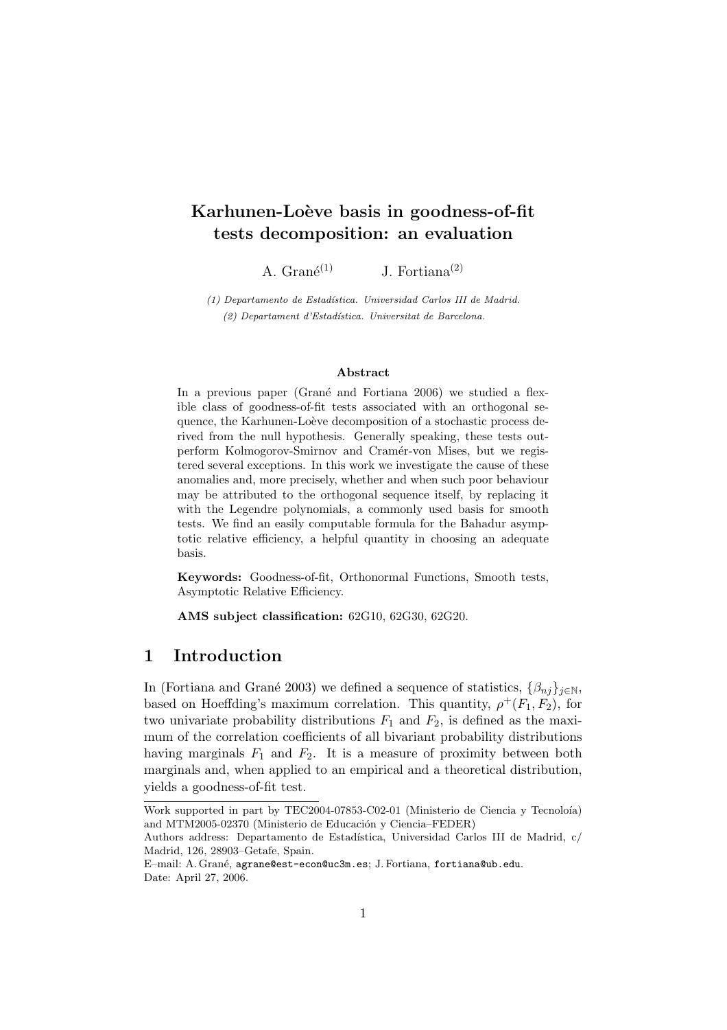# Karhunen-Loève basis in goodness-of-fit tests decomposition: an evaluation

A. Grané[(1)] J. Fortiana[(2)]

*(1) Departamento de Estadística. Universidad Carlos III de Madrid.*
*(2) Departament d'Estadística. Universitat de Barcelona.*

### Abstract

In a previous paper (Grané and Fortiana 2006) we studied a flexible class of goodness-of-fit tests associated with an orthogonal sequence, the Karhunen-Loève decomposition of a stochastic process derived from the null hypothesis. Generally speaking, these tests outperform Kolmogorov-Smirnov and Cramér-von Mises, but we registered several exceptions. In this work we investigate the cause of these anomalies and, more precisely, whether and when such poor behaviour may be attributed to the orthogonal sequence itself, by replacing it with the Legendre polynomials, a commonly used basis for smooth tests. We find an easily computable formula for the Bahadur asymptotic relative efficiency, a helpful quantity in choosing an adequate basis.

**Keywords:** Goodness-of-fit, Orthonormal Functions, Smooth tests, Asymptotic Relative Efficiency.

**AMS subject classification:** 62G10, 62G30, 62G20.

## 1 Introduction

In (Fortiana and Grané 2003) we defined a sequence of statistics, $\{\beta_{nj}\}_{j\in\mathbb{N}}$, based on Hoeffding's maximum correlation. This quantity, $\rho^+(F_1, F_2)$, for two univariate probability distributions $F_1$ and $F_2$, is defined as the maximum of the correlation coefficients of all bivariant probability distributions having marginals $F_1$ and $F_2$. It is a measure of proximity between both marginals and, when applied to an empirical and a theoretical distribution, yields a goodness-of-fit test.

---

Work supported in part by TEC2004-07853-C02-01 (Ministerio de Ciencia y Tecnoloía) and MTM2005-02370 (Ministerio de Educación y Ciencia–FEDER)

Authors address: Departamento de Estadística, Universidad Carlos III de Madrid, c/ Madrid, 126, 28903–Getafe, Spain.

E–mail: A. Grané, agrane@est-econ@uc3m.es; J. Fortiana, fortiana@ub.edu.

Date: April 27, 2006.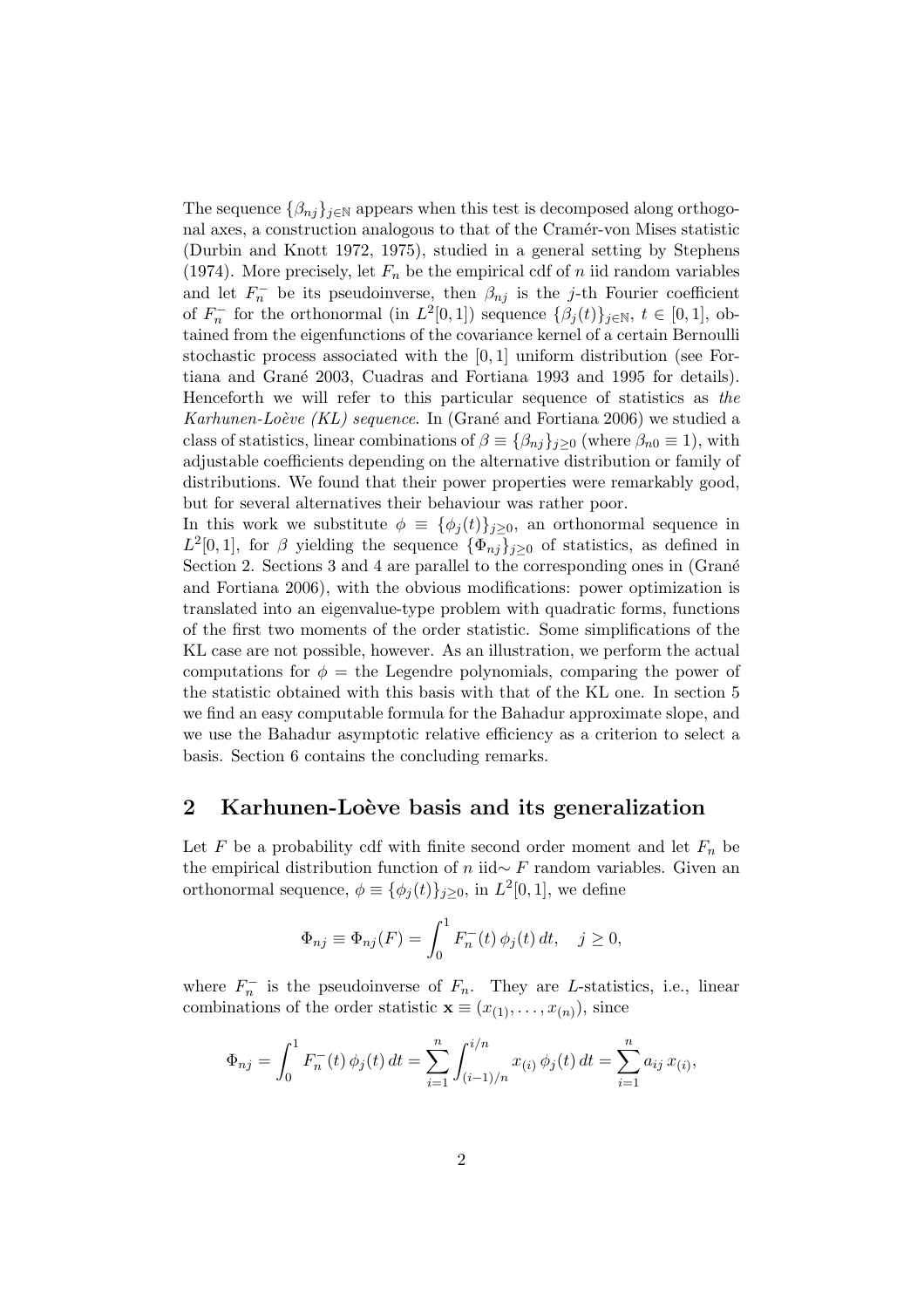The sequence $\{\beta_{nj}\}_{j\in\mathbb{N}}$ appears when this test is decomposed along orthogonal axes, a construction analogous to that of the Cramér-von Mises statistic (Durbin and Knott 1972, 1975), studied in a general setting by Stephens (1974). More precisely, let $F_n$ be the empirical cdf of $n$ iid random variables and let $F_n^-$ be its pseudoinverse, then $\beta_{nj}$ is the $j$-th Fourier coefficient of $F_n^-$ for the orthonormal (in $L^2[0,1]$) sequence $\{\beta_j(t)\}_{j\in\mathbb{N}}$, $t\in[0,1]$, obtained from the eigenfunctions of the covariance kernel of a certain Bernoulli stochastic process associated with the $[0,1]$ uniform distribution (see Fortiana and Grané 2003, Cuadras and Fortiana 1993 and 1995 for details). Henceforth we will refer to this particular sequence of statistics as *the Karhunen-Loève (KL) sequence*. In (Grané and Fortiana 2006) we studied a class of statistics, linear combinations of $\beta \equiv \{\beta_{nj}\}_{j\geq 0}$ (where $\beta_{n0}\equiv 1$), with adjustable coefficients depending on the alternative distribution or family of distributions. We found that their power properties were remarkably good, but for several alternatives their behaviour was rather poor.

In this work we substitute $\phi \equiv \{\phi_j(t)\}_{j\geq 0}$, an orthonormal sequence in $L^2[0,1]$, for $\beta$ yielding the sequence $\{\Phi_{nj}\}_{j\geq 0}$ of statistics, as defined in Section 2. Sections 3 and 4 are parallel to the corresponding ones in (Grané and Fortiana 2006), with the obvious modifications: power optimization is translated into an eigenvalue-type problem with quadratic forms, functions of the first two moments of the order statistic. Some simplifications of the KL case are not possible, however. As an illustration, we perform the actual computations for $\phi =$ the Legendre polynomials, comparing the power of the statistic obtained with this basis with that of the KL one. In section 5 we find an easy computable formula for the Bahadur approximate slope, and we use the Bahadur asymptotic relative efficiency as a criterion to select a basis. Section 6 contains the concluding remarks.

## 2 Karhunen-Loève basis and its generalization

Let $F$ be a probability cdf with finite second order moment and let $F_n$ be the empirical distribution function of $n$ iid$\sim F$ random variables. Given an orthonormal sequence, $\phi \equiv \{\phi_j(t)\}_{j\geq 0}$, in $L^2[0,1]$, we define

$$\Phi_{nj} \equiv \Phi_{nj}(F) = \int_0^1 F_n^-(t)\,\phi_j(t)\,dt, \quad j\geq 0,$$

where $F_n^-$ is the pseudoinverse of $F_n$. They are $L$-statistics, i.e., linear combinations of the order statistic $\mathbf{x}\equiv(x_{(1)},\ldots,x_{(n)})$, since

$$\Phi_{nj} = \int_0^1 F_n^-(t)\,\phi_j(t)\,dt = \sum_{i=1}^n \int_{(i-1)/n}^{i/n} x_{(i)}\,\phi_j(t)\,dt = \sum_{i=1}^n a_{ij}\,x_{(i)},$$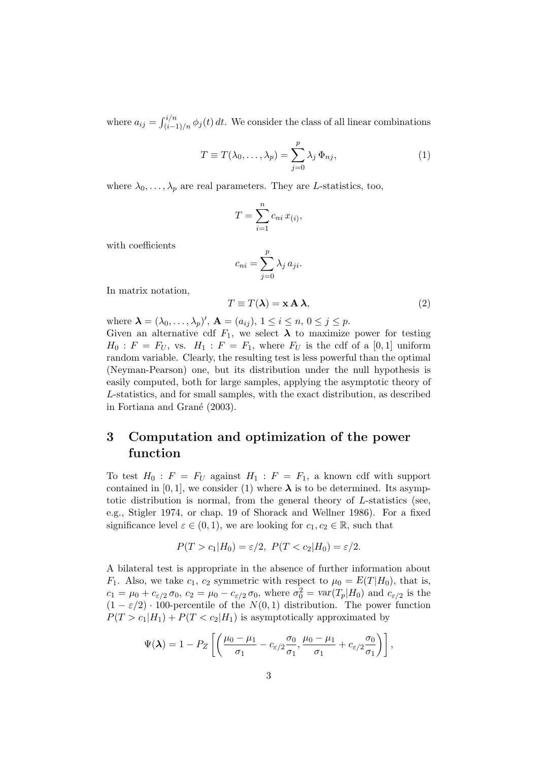where $a_{ij} = \int_{(i-1)/n}^{i/n} \phi_j(t)\, dt$. We consider the class of all linear combinations

$$T \equiv T(\lambda_0, \ldots, \lambda_p) = \sum_{j=0}^{p} \lambda_j\, \Phi_{nj}, \tag{1}$$

where $\lambda_0, \ldots, \lambda_p$ are real parameters. They are $L$-statistics, too,

$$T = \sum_{i=1}^{n} c_{ni}\, x_{(i)},$$

with coefficients

$$c_{ni} = \sum_{j=0}^{p} \lambda_j\, a_{ji}.$$

In matrix notation,

$$T \equiv T(\boldsymbol{\lambda}) = \mathbf{x}\, \mathbf{A}\, \boldsymbol{\lambda}, \tag{2}$$

where $\boldsymbol{\lambda} = (\lambda_0, \ldots, \lambda_p)'$, $\mathbf{A} = (a_{ij})$, $1 \leq i \leq n$, $0 \leq j \leq p$.
Given an alternative cdf $F_1$, we select $\boldsymbol{\lambda}$ to maximize power for testing $H_0 : F = F_U$, vs. $H_1 : F = F_1$, where $F_U$ is the cdf of a $[0,1]$ uniform random variable. Clearly, the resulting test is less powerful than the optimal (Neyman-Pearson) one, but its distribution under the null hypothesis is easily computed, both for large samples, applying the asymptotic theory of $L$-statistics, and for small samples, with the exact distribution, as described in Fortiana and Grané (2003).

## 3 Computation and optimization of the power function

To test $H_0 : F = F_U$ against $H_1 : F = F_1$, a known cdf with support contained in $[0,1]$, we consider (1) where $\boldsymbol{\lambda}$ is to be determined. Its asymptotic distribution is normal, from the general theory of $L$-statistics (see, e.g., Stigler 1974, or chap. 19 of Shorack and Wellner 1986). For a fixed significance level $\varepsilon \in (0,1)$, we are looking for $c_1, c_2 \in \mathbb{R}$, such that

$$P(T > c_1 | H_0) = \varepsilon/2, \;\; P(T < c_2 | H_0) = \varepsilon/2.$$

A bilateral test is appropriate in the absence of further information about $F_1$. Also, we take $c_1$, $c_2$ symmetric with respect to $\mu_0 = E(T|H_0)$, that is, $c_1 = \mu_0 + c_{\varepsilon/2}\, \sigma_0$, $c_2 = \mu_0 - c_{\varepsilon/2}\, \sigma_0$, where $\sigma_0^2 = \mathrm{var}(T_p|H_0)$ and $c_{\varepsilon/2}$ is the $(1-\varepsilon/2) \cdot 100$-percentile of the $N(0,1)$ distribution. The power function $P(T > c_1|H_1) + P(T < c_2|H_1)$ is asymptotically approximated by

$$\Psi(\boldsymbol{\lambda}) = 1 - P_Z \left[ \left( \frac{\mu_0 - \mu_1}{\sigma_1} - c_{\varepsilon/2} \frac{\sigma_0}{\sigma_1}, \frac{\mu_0 - \mu_1}{\sigma_1} + c_{\varepsilon/2} \frac{\sigma_0}{\sigma_1} \right) \right],$$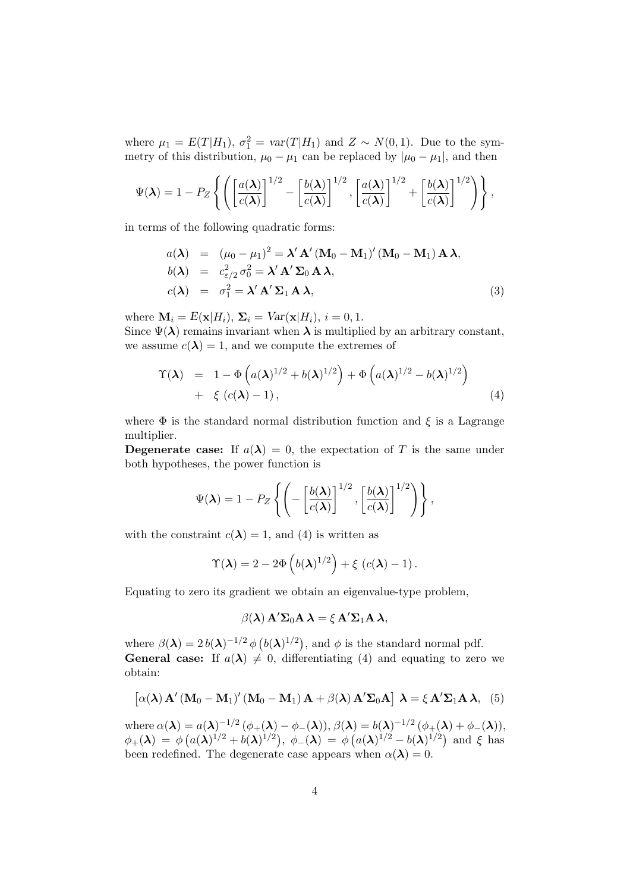where $\mu_1 = E(T|H_1)$, $\sigma_1^2 = \text{var}(T|H_1)$ and $Z \sim N(0,1)$. Due to the symmetry of this distribution, $\mu_0 - \mu_1$ can be replaced by $|\mu_0 - \mu_1|$, and then

$$\Psi(\boldsymbol{\lambda}) = 1 - P_Z \left\{ \left( \left[\frac{a(\boldsymbol{\lambda})}{c(\boldsymbol{\lambda})}\right]^{1/2} - \left[\frac{b(\boldsymbol{\lambda})}{c(\boldsymbol{\lambda})}\right]^{1/2}, \left[\frac{a(\boldsymbol{\lambda})}{c(\boldsymbol{\lambda})}\right]^{1/2} + \left[\frac{b(\boldsymbol{\lambda})}{c(\boldsymbol{\lambda})}\right]^{1/2} \right) \right\},$$

in terms of the following quadratic forms:

$$\begin{aligned} a(\boldsymbol{\lambda}) &= (\mu_0 - \mu_1)^2 = \boldsymbol{\lambda}' \, \mathbf{A}' \, (\mathbf{M}_0 - \mathbf{M}_1)' \, (\mathbf{M}_0 - \mathbf{M}_1) \, \mathbf{A} \, \boldsymbol{\lambda}, \\ b(\boldsymbol{\lambda}) &= c_{\varepsilon/2}^2 \, \sigma_0^2 = \boldsymbol{\lambda}' \, \mathbf{A}' \, \boldsymbol{\Sigma}_0 \, \mathbf{A} \, \boldsymbol{\lambda}, \\ c(\boldsymbol{\lambda}) &= \sigma_1^2 = \boldsymbol{\lambda}' \, \mathbf{A}' \, \boldsymbol{\Sigma}_1 \, \mathbf{A} \, \boldsymbol{\lambda}, \end{aligned} \tag{3}$$

where $\mathbf{M}_i = E(\mathbf{x}|H_i)$, $\boldsymbol{\Sigma}_i = Var(\mathbf{x}|H_i)$, $i = 0, 1$.
Since $\Psi(\boldsymbol{\lambda})$ remains invariant when $\boldsymbol{\lambda}$ is multiplied by an arbitrary constant, we assume $c(\boldsymbol{\lambda}) = 1$, and we compute the extremes of

$$\begin{aligned} \Upsilon(\boldsymbol{\lambda}) &= 1 - \Phi\left(a(\boldsymbol{\lambda})^{1/2} + b(\boldsymbol{\lambda})^{1/2}\right) + \Phi\left(a(\boldsymbol{\lambda})^{1/2} - b(\boldsymbol{\lambda})^{1/2}\right) \\ &+ \; \xi \, (c(\boldsymbol{\lambda}) - 1), \end{aligned} \tag{4}$$

where $\Phi$ is the standard normal distribution function and $\xi$ is a Lagrange multiplier.

**Degenerate case:** If $a(\boldsymbol{\lambda}) = 0$, the expectation of $T$ is the same under both hypotheses, the power function is

$$\Psi(\boldsymbol{\lambda}) = 1 - P_Z \left\{ \left( -\left[\frac{b(\boldsymbol{\lambda})}{c(\boldsymbol{\lambda})}\right]^{1/2}, \left[\frac{b(\boldsymbol{\lambda})}{c(\boldsymbol{\lambda})}\right]^{1/2} \right) \right\},$$

with the constraint $c(\boldsymbol{\lambda}) = 1$, and (4) is written as

$$\Upsilon(\boldsymbol{\lambda}) = 2 - 2\Phi\left(b(\boldsymbol{\lambda})^{1/2}\right) + \xi \, (c(\boldsymbol{\lambda}) - 1).$$

Equating to zero its gradient we obtain an eigenvalue-type problem,

$$\beta(\boldsymbol{\lambda}) \, \mathbf{A}'\boldsymbol{\Sigma}_0\mathbf{A} \, \boldsymbol{\lambda} = \xi \, \mathbf{A}'\boldsymbol{\Sigma}_1\mathbf{A} \, \boldsymbol{\lambda},$$

where $\beta(\boldsymbol{\lambda}) = 2 \, b(\boldsymbol{\lambda})^{-1/2} \, \phi\left(b(\boldsymbol{\lambda})^{1/2}\right)$, and $\phi$ is the standard normal pdf.

**General case:** If $a(\boldsymbol{\lambda}) \neq 0$, differentiating (4) and equating to zero we obtain:

$$\left[\alpha(\boldsymbol{\lambda}) \, \mathbf{A}' \, (\mathbf{M}_0 - \mathbf{M}_1)' \, (\mathbf{M}_0 - \mathbf{M}_1) \, \mathbf{A} + \beta(\boldsymbol{\lambda}) \, \mathbf{A}'\boldsymbol{\Sigma}_0\mathbf{A}\right] \, \boldsymbol{\lambda} = \xi \, \mathbf{A}'\boldsymbol{\Sigma}_1\mathbf{A} \, \boldsymbol{\lambda}, \tag{5}$$

where $\alpha(\boldsymbol{\lambda}) = a(\boldsymbol{\lambda})^{-1/2} \, (\phi_+(\boldsymbol{\lambda}) - \phi_-(\boldsymbol{\lambda}))$, $\beta(\boldsymbol{\lambda}) = b(\boldsymbol{\lambda})^{-1/2} \, (\phi_+(\boldsymbol{\lambda}) + \phi_-(\boldsymbol{\lambda}))$, $\phi_+(\boldsymbol{\lambda}) = \phi\left(a(\boldsymbol{\lambda})^{1/2} + b(\boldsymbol{\lambda})^{1/2}\right)$, $\phi_-(\boldsymbol{\lambda}) = \phi\left(a(\boldsymbol{\lambda})^{1/2} - b(\boldsymbol{\lambda})^{1/2}\right)$ and $\xi$ has been redefined. The degenerate case appears when $\alpha(\boldsymbol{\lambda}) = 0$.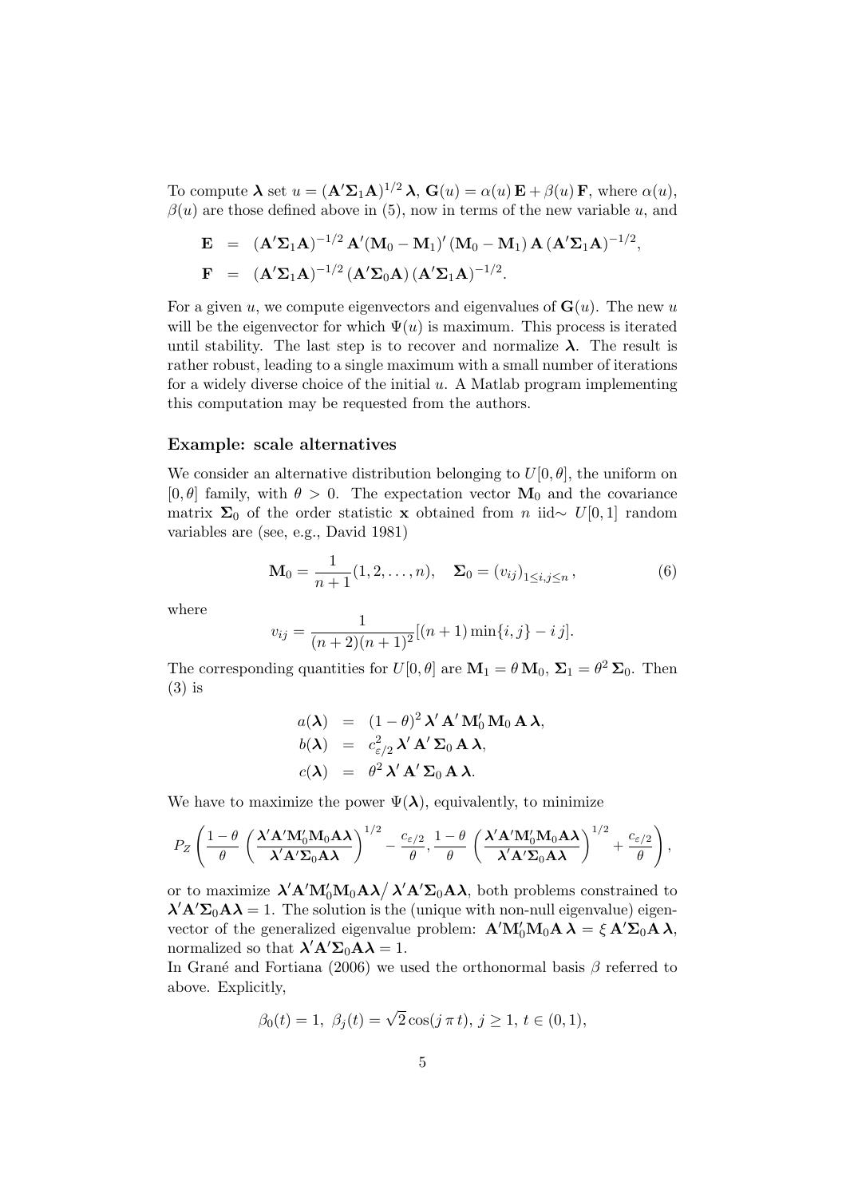To compute $\boldsymbol{\lambda}$ set $u = (\mathbf{A}'\boldsymbol{\Sigma}_1\mathbf{A})^{1/2}\,\boldsymbol{\lambda}$, $\mathbf{G}(u) = \alpha(u)\,\mathbf{E} + \beta(u)\,\mathbf{F}$, where $\alpha(u)$, $\beta(u)$ are those defined above in (5), now in terms of the new variable $u$, and

$$
\begin{aligned}
\mathbf{E} &= (\mathbf{A}'\boldsymbol{\Sigma}_1\mathbf{A})^{-1/2}\,\mathbf{A}'(\mathbf{M}_0 - \mathbf{M}_1)'\,(\mathbf{M}_0 - \mathbf{M}_1)\,\mathbf{A}\,(\mathbf{A}'\boldsymbol{\Sigma}_1\mathbf{A})^{-1/2},\\
\mathbf{F} &= (\mathbf{A}'\boldsymbol{\Sigma}_1\mathbf{A})^{-1/2}\,(\mathbf{A}'\boldsymbol{\Sigma}_0\mathbf{A})\,(\mathbf{A}'\boldsymbol{\Sigma}_1\mathbf{A})^{-1/2}.
\end{aligned}
$$

For a given $u$, we compute eigenvectors and eigenvalues of $\mathbf{G}(u)$. The new $u$ will be the eigenvector for which $\Psi(u)$ is maximum. This process is iterated until stability. The last step is to recover and normalize $\boldsymbol{\lambda}$. The result is rather robust, leading to a single maximum with a small number of iterations for a widely diverse choice of the initial $u$. A Matlab program implementing this computation may be requested from the authors.

### Example: scale alternatives

We consider an alternative distribution belonging to $U[0,\theta]$, the uniform on $[0,\theta]$ family, with $\theta > 0$. The expectation vector $\mathbf{M}_0$ and the covariance matrix $\boldsymbol{\Sigma}_0$ of the order statistic $\mathbf{x}$ obtained from $n$ iid$\sim$ $U[0,1]$ random variables are (see, e.g., David 1981)

$$
\mathbf{M}_0 = \frac{1}{n+1}(1, 2, \ldots, n), \quad \boldsymbol{\Sigma}_0 = (v_{ij})_{1\le i,j\le n}\,, \tag{6}
$$

where

$$
v_{ij} = \frac{1}{(n+2)(n+1)^2}[(n+1)\min\{i,j\} - i\,j].
$$

The corresponding quantities for $U[0,\theta]$ are $\mathbf{M}_1 = \theta\,\mathbf{M}_0$, $\boldsymbol{\Sigma}_1 = \theta^2\,\boldsymbol{\Sigma}_0$. Then (3) is

$$
\begin{aligned}
a(\boldsymbol{\lambda}) &= (1-\theta)^2\,\boldsymbol{\lambda}'\,\mathbf{A}'\,\mathbf{M}_0'\,\mathbf{M}_0\,\mathbf{A}\,\boldsymbol{\lambda},\\
b(\boldsymbol{\lambda}) &= c_{\varepsilon/2}^2\,\boldsymbol{\lambda}'\,\mathbf{A}'\,\boldsymbol{\Sigma}_0\,\mathbf{A}\,\boldsymbol{\lambda},\\
c(\boldsymbol{\lambda}) &= \theta^2\,\boldsymbol{\lambda}'\,\mathbf{A}'\,\boldsymbol{\Sigma}_0\,\mathbf{A}\,\boldsymbol{\lambda}.
\end{aligned}
$$

We have to maximize the power $\Psi(\boldsymbol{\lambda})$, equivalently, to minimize

$$
P_Z\left(\frac{1-\theta}{\theta}\left(\frac{\boldsymbol{\lambda}'\mathbf{A}'\mathbf{M}_0'\mathbf{M}_0\mathbf{A}\boldsymbol{\lambda}}{\boldsymbol{\lambda}'\mathbf{A}'\boldsymbol{\Sigma}_0\mathbf{A}\boldsymbol{\lambda}}\right)^{1/2} - \frac{c_{\varepsilon/2}}{\theta}, \frac{1-\theta}{\theta}\left(\frac{\boldsymbol{\lambda}'\mathbf{A}'\mathbf{M}_0'\mathbf{M}_0\mathbf{A}\boldsymbol{\lambda}}{\boldsymbol{\lambda}'\mathbf{A}'\boldsymbol{\Sigma}_0\mathbf{A}\boldsymbol{\lambda}}\right)^{1/2} + \frac{c_{\varepsilon/2}}{\theta}\right),
$$

or to maximize $\boldsymbol{\lambda}'\mathbf{A}'\mathbf{M}_0'\mathbf{M}_0\mathbf{A}\boldsymbol{\lambda}\big/\,\boldsymbol{\lambda}'\mathbf{A}'\boldsymbol{\Sigma}_0\mathbf{A}\boldsymbol{\lambda}$, both problems constrained to $\boldsymbol{\lambda}'\mathbf{A}'\boldsymbol{\Sigma}_0\mathbf{A}\boldsymbol{\lambda} = 1$. The solution is the (unique with non-null eigenvalue) eigenvector of the generalized eigenvalue problem: $\mathbf{A}'\mathbf{M}_0'\mathbf{M}_0\mathbf{A}\,\boldsymbol{\lambda} = \xi\,\mathbf{A}'\boldsymbol{\Sigma}_0\mathbf{A}\,\boldsymbol{\lambda}$, normalized so that $\boldsymbol{\lambda}'\mathbf{A}'\boldsymbol{\Sigma}_0\mathbf{A}\boldsymbol{\lambda} = 1$.

In Grané and Fortiana (2006) we used the orthonormal basis $\beta$ referred to above. Explicitly,

$$
\beta_0(t) = 1,\ \beta_j(t) = \sqrt{2}\cos(j\,\pi\,t),\ j \ge 1,\ t \in (0,1),
$$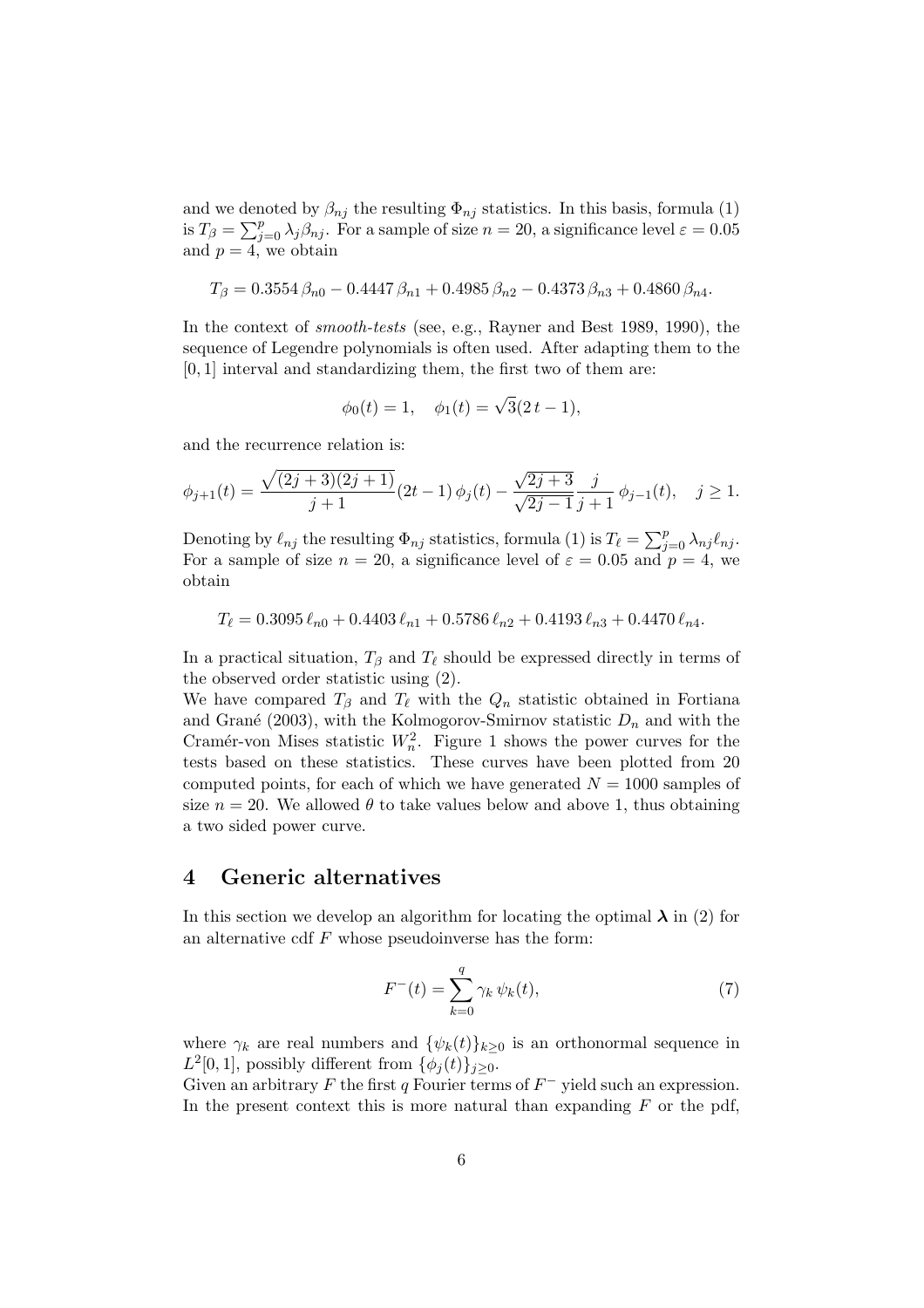and we denoted by $\beta_{nj}$ the resulting $\Phi_{nj}$ statistics. In this basis, formula (1) is $T_\beta = \sum_{j=0}^{p} \lambda_j \beta_{nj}$. For a sample of size $n = 20$, a significance level $\varepsilon = 0.05$ and $p = 4$, we obtain

$$T_\beta = 0.3554\,\beta_{n0} - 0.4447\,\beta_{n1} + 0.4985\,\beta_{n2} - 0.4373\,\beta_{n3} + 0.4860\,\beta_{n4}.$$

In the context of *smooth-tests* (see, e.g., Rayner and Best 1989, 1990), the sequence of Legendre polynomials is often used. After adapting them to the $[0, 1]$ interval and standardizing them, the first two of them are:

$$\phi_0(t) = 1, \quad \phi_1(t) = \sqrt{3}(2\,t - 1),$$

and the recurrence relation is:

$$\phi_{j+1}(t) = \frac{\sqrt{(2j+3)(2j+1)}}{j+1}(2t-1)\,\phi_j(t) - \frac{\sqrt{2j+3}}{\sqrt{2j-1}}\frac{j}{j+1}\,\phi_{j-1}(t), \quad j \geq 1.$$

Denoting by $\ell_{nj}$ the resulting $\Phi_{nj}$ statistics, formula (1) is $T_\ell = \sum_{j=0}^{p} \lambda_{nj} \ell_{nj}$. For a sample of size $n = 20$, a significance level of $\varepsilon = 0.05$ and $p = 4$, we obtain

$$T_\ell = 0.3095\,\ell_{n0} + 0.4403\,\ell_{n1} + 0.5786\,\ell_{n2} + 0.4193\,\ell_{n3} + 0.4470\,\ell_{n4}.$$

In a practical situation, $T_\beta$ and $T_\ell$ should be expressed directly in terms of the observed order statistic using (2).

We have compared $T_\beta$ and $T_\ell$ with the $Q_n$ statistic obtained in Fortiana and Grané (2003), with the Kolmogorov-Smirnov statistic $D_n$ and with the Cramér-von Mises statistic $W_n^2$. Figure 1 shows the power curves for the tests based on these statistics. These curves have been plotted from 20 computed points, for each of which we have generated $N = 1000$ samples of size $n = 20$. We allowed $\theta$ to take values below and above 1, thus obtaining a two sided power curve.

## 4 Generic alternatives

In this section we develop an algorithm for locating the optimal $\boldsymbol{\lambda}$ in (2) for an alternative cdf $F$ whose pseudoinverse has the form:

$$F^{-}(t) = \sum_{k=0}^{q} \gamma_k\,\psi_k(t), \tag{7}$$

where $\gamma_k$ are real numbers and $\{\psi_k(t)\}_{k\geq 0}$ is an orthonormal sequence in $L^2[0, 1]$, possibly different from $\{\phi_j(t)\}_{j\geq 0}$.

Given an arbitrary $F$ the first $q$ Fourier terms of $F^{-}$ yield such an expression. In the present context this is more natural than expanding $F$ or the pdf,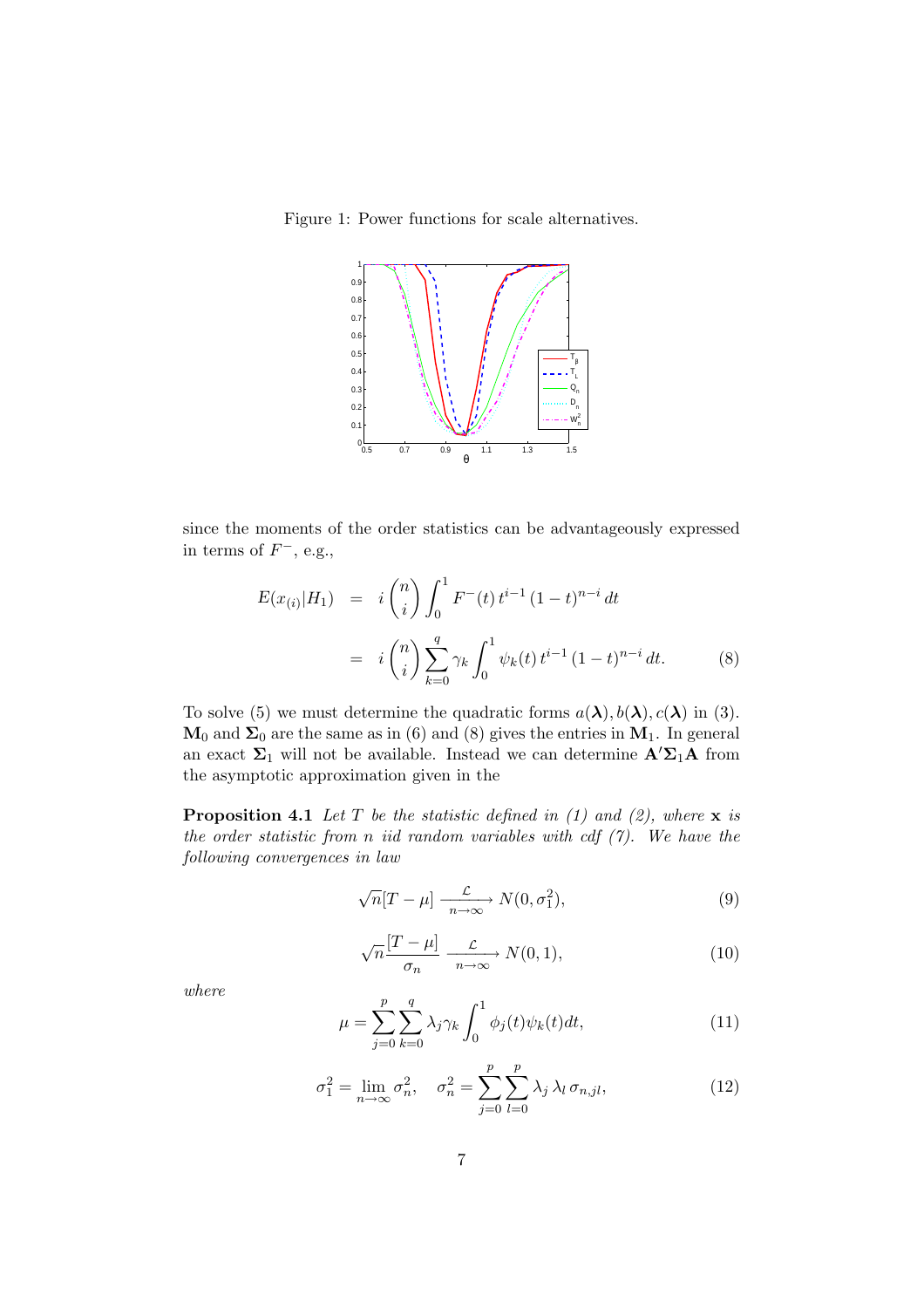Figure 1: Power functions for scale alternatives.

since the moments of the order statistics can be advantageously expressed in terms of $F^-$, e.g.,

$$
\begin{aligned}
E(x_{(i)}|H_1) &= i\binom{n}{i}\int_0^1 F^-(t)\,t^{i-1}\,(1-t)^{n-i}\,dt \\
&= i\binom{n}{i}\sum_{k=0}^{q}\gamma_k\int_0^1 \psi_k(t)\,t^{i-1}\,(1-t)^{n-i}\,dt. \qquad (8)
\end{aligned}
$$

To solve (5) we must determine the quadratic forms $a(\boldsymbol{\lambda}), b(\boldsymbol{\lambda}), c(\boldsymbol{\lambda})$ in (3). $\mathbf{M}_0$ and $\boldsymbol{\Sigma}_0$ are the same as in (6) and (8) gives the entries in $\mathbf{M}_1$. In general an exact $\boldsymbol{\Sigma}_1$ will not be available. Instead we can determine $\mathbf{A}'\boldsymbol{\Sigma}_1\mathbf{A}$ from the asymptotic approximation given in the

**Proposition 4.1** *Let $T$ be the statistic defined in (1) and (2), where $\mathbf{x}$ is the order statistic from $n$ iid random variables with cdf (7). We have the following convergences in law*

$$
\sqrt{n}[T-\mu] \xrightarrow[n\to\infty]{\mathcal{L}} N(0,\sigma_1^2), \qquad (9)
$$

$$
\sqrt{n}\frac{[T-\mu]}{\sigma_n} \xrightarrow[n\to\infty]{\mathcal{L}} N(0,1), \qquad (10)
$$

*where*

$$
\mu = \sum_{j=0}^{p}\sum_{k=0}^{q}\lambda_j\gamma_k\int_0^1 \phi_j(t)\psi_k(t)dt, \qquad (11)
$$

$$
\sigma_1^2 = \lim_{n\to\infty}\sigma_n^2, \quad \sigma_n^2 = \sum_{j=0}^{p}\sum_{l=0}^{p}\lambda_j\,\lambda_l\,\sigma_{n,jl}, \qquad (12)
$$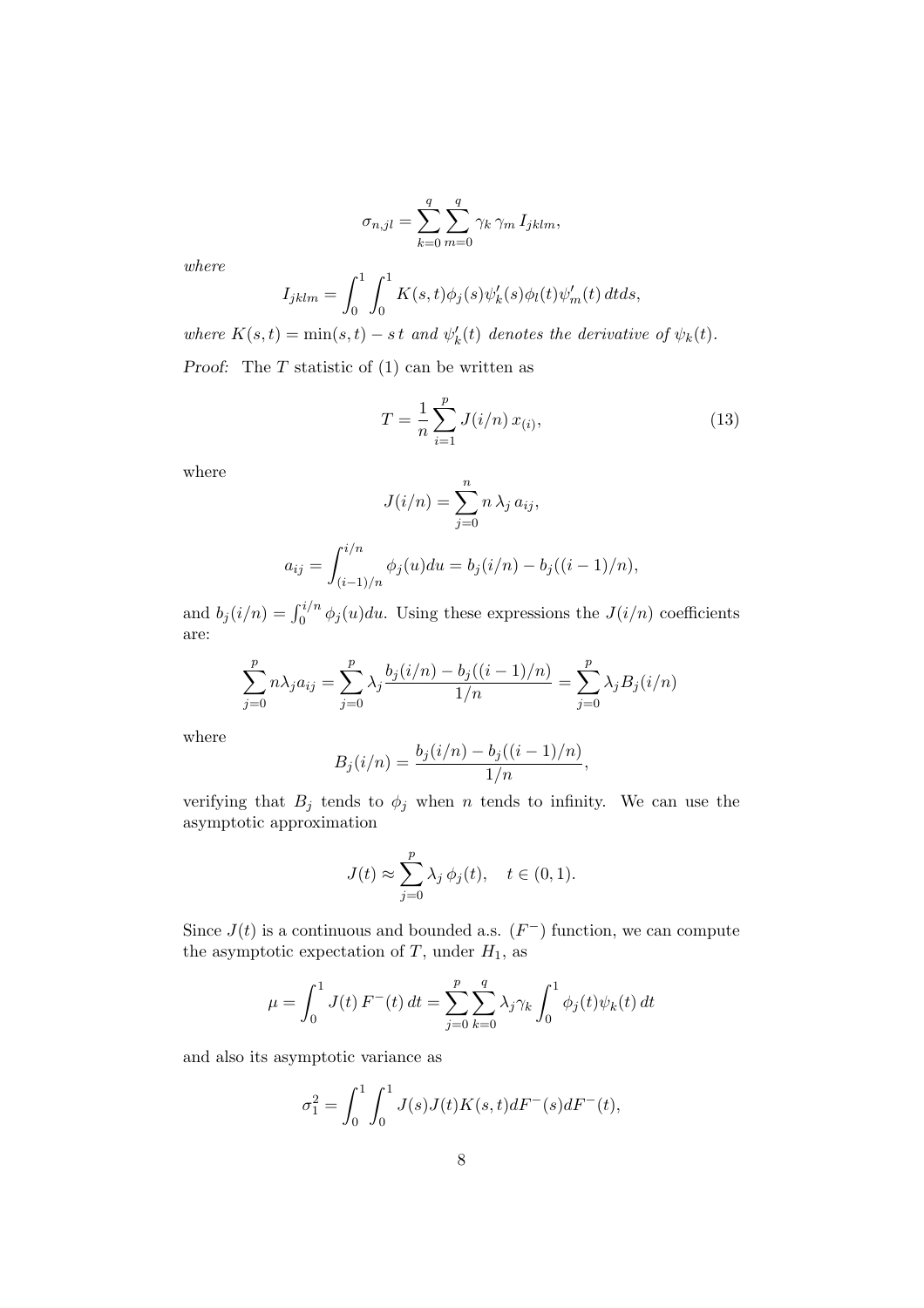$$\sigma_{n,jl} = \sum_{k=0}^{q} \sum_{m=0}^{q} \gamma_k \, \gamma_m \, I_{jklm},$$

*where*

$$I_{jklm} = \int_0^1 \int_0^1 K(s,t) \phi_j(s) \psi_k'(s) \phi_l(t) \psi_m'(t) \, dt ds,$$

*where* $K(s,t) = \min(s,t) - s\,t$ *and* $\psi_k'(t)$ *denotes the derivative of* $\psi_k(t)$.

*Proof:* The $T$ statistic of (1) can be written as

$$T = \frac{1}{n} \sum_{i=1}^{p} J(i/n) \, x_{(i)}, \tag{13}$$

where

$$J(i/n) = \sum_{j=0}^{n} n \, \lambda_j \, a_{ij},$$

$$a_{ij} = \int_{(i-1)/n}^{i/n} \phi_j(u) du = b_j(i/n) - b_j((i-1)/n),$$

and $b_j(i/n) = \int_0^{i/n} \phi_j(u) du$. Using these expressions the $J(i/n)$ coefficients are:

$$\sum_{j=0}^{p} n \lambda_j a_{ij} = \sum_{j=0}^{p} \lambda_j \frac{b_j(i/n) - b_j((i-1)/n)}{1/n} = \sum_{j=0}^{p} \lambda_j B_j(i/n)$$

where

$$B_j(i/n) = \frac{b_j(i/n) - b_j((i-1)/n)}{1/n},$$

verifying that $B_j$ tends to $\phi_j$ when $n$ tends to infinity. We can use the asymptotic approximation

$$J(t) \approx \sum_{j=0}^{p} \lambda_j \, \phi_j(t), \quad t \in (0,1).$$

Since $J(t)$ is a continuous and bounded a.s. $(F^-)$ function, we can compute the asymptotic expectation of $T$, under $H_1$, as

$$\mu = \int_0^1 J(t) \, F^-(t) \, dt = \sum_{j=0}^{p} \sum_{k=0}^{q} \lambda_j \gamma_k \int_0^1 \phi_j(t) \psi_k(t) \, dt$$

and also its asymptotic variance as

$$\sigma_1^2 = \int_0^1 \int_0^1 J(s) J(t) K(s,t) dF^-(s) dF^-(t),$$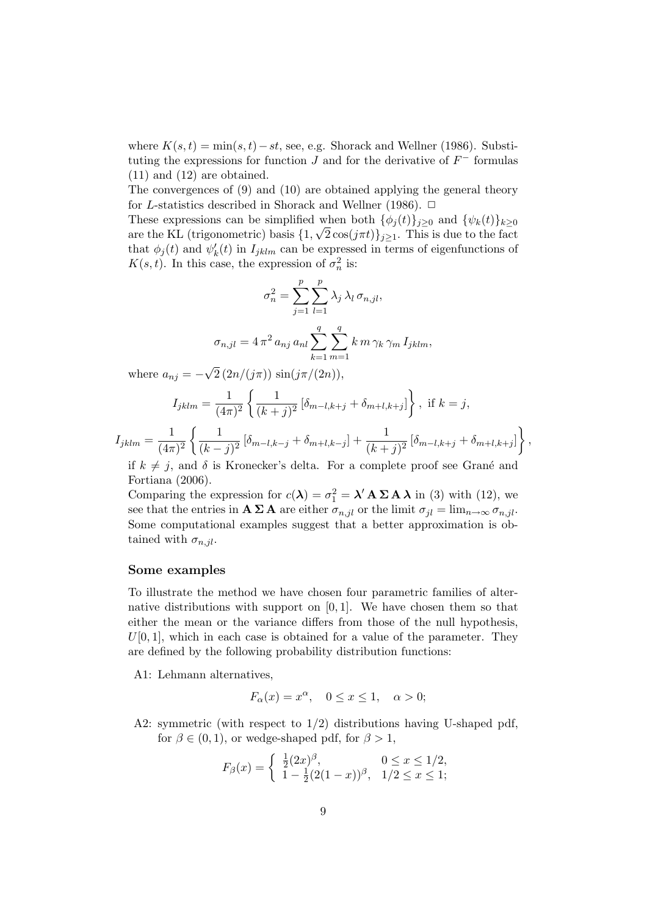where $K(s,t) = \min(s,t) - st$, see, e.g. Shorack and Wellner (1986). Substituting the expressions for function $J$ and for the derivative of $F^{-}$ formulas (11) and (12) are obtained.

The convergences of (9) and (10) are obtained applying the general theory for $L$-statistics described in Shorack and Wellner (1986). $\square$

These expressions can be simplified when both $\{\phi_j(t)\}_{j\geq 0}$ and $\{\psi_k(t)\}_{k\geq 0}$ are the KL (trigonometric) basis $\{1, \sqrt{2}\cos(j\pi t)\}_{j\geq 1}$. This is due to the fact that $\phi_j(t)$ and $\psi_k'(t)$ in $I_{jklm}$ can be expressed in terms of eigenfunctions of $K(s,t)$. In this case, the expression of $\sigma_n^2$ is:

$$\sigma_n^2 = \sum_{j=1}^{p}\sum_{l=1}^{p} \lambda_j\,\lambda_l\,\sigma_{n,jl},$$

$$\sigma_{n,jl} = 4\,\pi^2\,a_{nj}\,a_{nl}\sum_{k=1}^{q}\sum_{m=1}^{q} k\,m\,\gamma_k\,\gamma_m\,I_{jklm},$$

where $a_{nj} = -\sqrt{2}\,(2n/(j\pi))\,\sin(j\pi/(2n))$,

$$I_{jklm} = \frac{1}{(4\pi)^2}\left\{\frac{1}{(k+j)^2}\left[\delta_{m-l,k+j} + \delta_{m+l,k+j}\right]\right\},\ \text{if } k = j,$$

$$I_{jklm} = \frac{1}{(4\pi)^2}\left\{\frac{1}{(k-j)^2}\left[\delta_{m-l,k-j} + \delta_{m+l,k-j}\right] + \frac{1}{(k+j)^2}\left[\delta_{m-l,k+j} + \delta_{m+l,k+j}\right]\right\},$$

if $k \neq j$, and $\delta$ is Kronecker's delta. For a complete proof see Grané and Fortiana (2006).

Comparing the expression for $c(\boldsymbol{\lambda}) = \sigma_1^2 = \boldsymbol{\lambda}'\,\mathbf{A}\,\boldsymbol{\Sigma}\,\mathbf{A}\,\boldsymbol{\lambda}$ in (3) with (12), we see that the entries in $\mathbf{A}\,\boldsymbol{\Sigma}\,\mathbf{A}$ are either $\sigma_{n,jl}$ or the limit $\sigma_{jl} = \lim_{n\to\infty}\sigma_{n,jl}$. Some computational examples suggest that a better approximation is obtained with $\sigma_{n,jl}$.

### Some examples

To illustrate the method we have chosen four parametric families of alternative distributions with support on $[0,1]$. We have chosen them so that either the mean or the variance differs from those of the null hypothesis, $U[0,1]$, which in each case is obtained for a value of the parameter. They are defined by the following probability distribution functions:

A1: Lehmann alternatives,

$$F_\alpha(x) = x^\alpha, \quad 0 \leq x \leq 1, \quad \alpha > 0;$$

A2: symmetric (with respect to 1/2) distributions having U-shaped pdf, for $\beta \in (0,1)$, or wedge-shaped pdf, for $\beta > 1$,

$$F_\beta(x) = \begin{cases} \frac{1}{2}(2x)^\beta, & 0 \leq x \leq 1/2, \\ 1 - \frac{1}{2}(2(1-x))^\beta, & 1/2 \leq x \leq 1; \end{cases}$$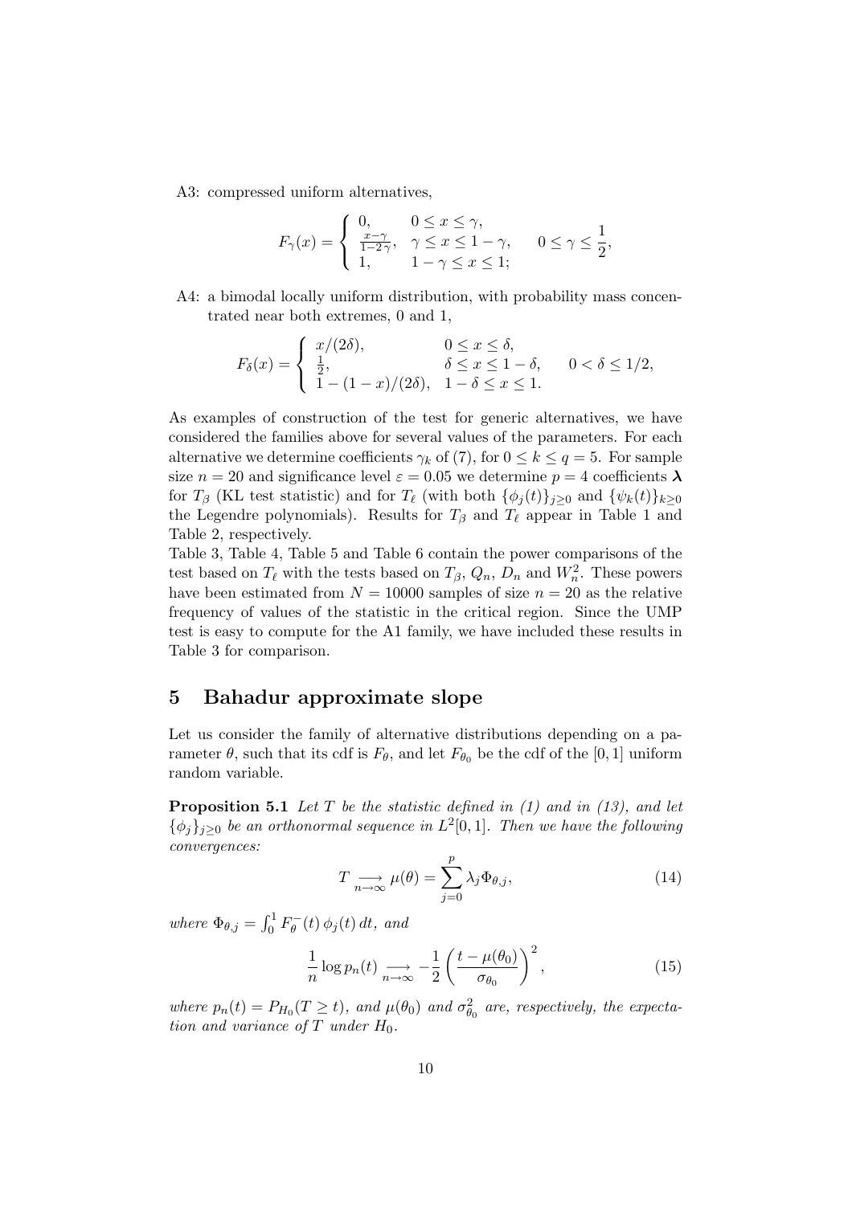A3: compressed uniform alternatives,

$$F_\gamma(x) = \begin{cases} 0, & 0 \le x \le \gamma, \\ \frac{x-\gamma}{1-2\gamma}, & \gamma \le x \le 1-\gamma, \\ 1, & 1-\gamma \le x \le 1; \end{cases} \quad 0 \le \gamma \le \frac{1}{2},$$

A4: a bimodal locally uniform distribution, with probability mass concentrated near both extremes, 0 and 1,

$$F_\delta(x) = \begin{cases} x/(2\delta), & 0 \le x \le \delta, \\ \frac{1}{2}, & \delta \le x \le 1-\delta, \\ 1-(1-x)/(2\delta), & 1-\delta \le x \le 1. \end{cases} \quad 0 < \delta \le 1/2,$$

As examples of construction of the test for generic alternatives, we have considered the families above for several values of the parameters. For each alternative we determine coefficients $\gamma_k$ of (7), for $0 \le k \le q = 5$. For sample size $n = 20$ and significance level $\varepsilon = 0.05$ we determine $p = 4$ coefficients $\boldsymbol{\lambda}$ for $T_\beta$ (KL test statistic) and for $T_\ell$ (with both $\{\phi_j(t)\}_{j\ge 0}$ and $\{\psi_k(t)\}_{k\ge 0}$ the Legendre polynomials). Results for $T_\beta$ and $T_\ell$ appear in Table 1 and Table 2, respectively.

Table 3, Table 4, Table 5 and Table 6 contain the power comparisons of the test based on $T_\ell$ with the tests based on $T_\beta$, $Q_n$, $D_n$ and $W_n^2$. These powers have been estimated from $N = 10000$ samples of size $n = 20$ as the relative frequency of values of the statistic in the critical region. Since the UMP test is easy to compute for the A1 family, we have included these results in Table 3 for comparison.

## 5 Bahadur approximate slope

Let us consider the family of alternative distributions depending on a parameter $\theta$, such that its cdf is $F_\theta$, and let $F_{\theta_0}$ be the cdf of the $[0,1]$ uniform random variable.

**Proposition 5.1** *Let $T$ be the statistic defined in (1) and in (13), and let $\{\phi_j\}_{j\ge 0}$ be an orthonormal sequence in $L^2[0,1]$. Then we have the following convergences:*

$$T \underset{n\to\infty}{\longrightarrow} \mu(\theta) = \sum_{j=0}^{p} \lambda_j \Phi_{\theta,j}, \tag{14}$$

*where $\Phi_{\theta,j} = \int_0^1 F_\theta^-(t)\,\phi_j(t)\,dt$, and*

$$\frac{1}{n}\log p_n(t) \underset{n\to\infty}{\longrightarrow} -\frac{1}{2}\left(\frac{t-\mu(\theta_0)}{\sigma_{\theta_0}}\right)^2, \tag{15}$$

*where $p_n(t) = P_{H_0}(T \ge t)$, and $\mu(\theta_0)$ and $\sigma_{\theta_0}^2$ are, respectively, the expectation and variance of $T$ under $H_0$.*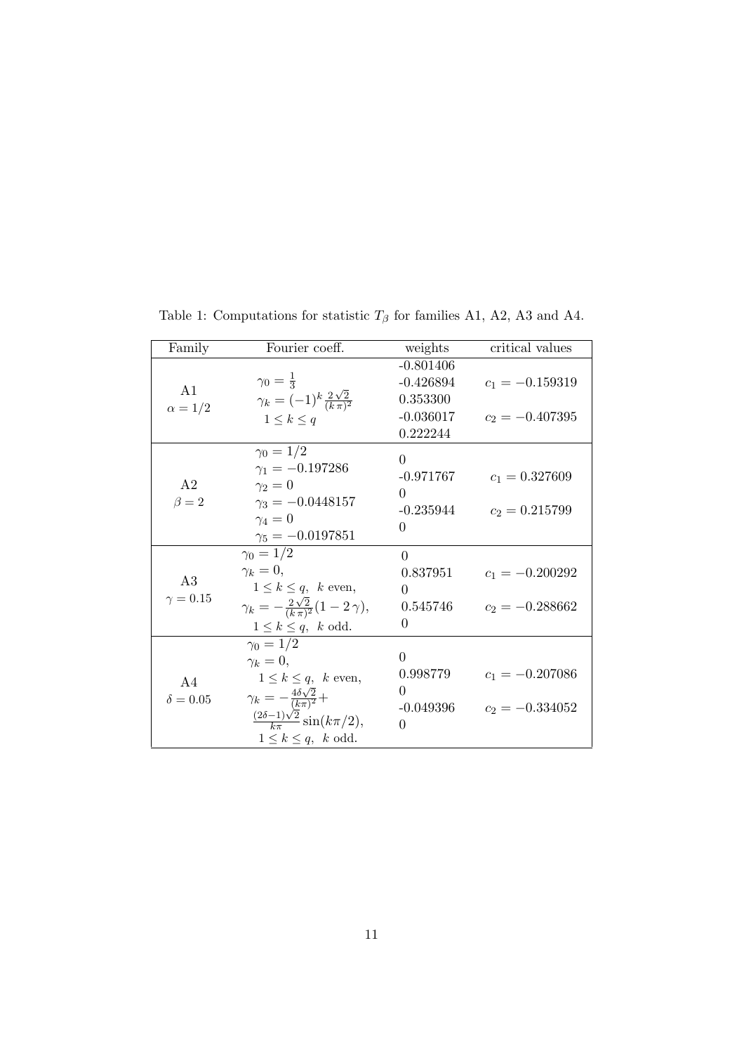Table 1: Computations for statistic $T_\beta$ for families A1, A2, A3 and A4.

| Family | Fourier coeff. | weights | critical values |
|---|---|---|---|
| A1 $\alpha = 1/2$ | $\gamma_0 = \frac{1}{3}$ <br> $\gamma_k = (-1)^k \frac{2\sqrt{2}}{(k\pi)^2}$ <br> $1 \le k \le q$ | -0.801406 <br> -0.426894 <br> 0.353300 <br> -0.036017 <br> 0.222244 | $c_1 = -0.159319$ <br> $c_2 = -0.407395$ |
| A2 $\beta = 2$ | $\gamma_0 = 1/2$ <br> $\gamma_1 = -0.197286$ <br> $\gamma_2 = 0$ <br> $\gamma_3 = -0.0448157$ <br> $\gamma_4 = 0$ <br> $\gamma_5 = -0.0197851$ | 0 <br> -0.971767 <br> 0 <br> -0.235944 <br> 0 | $c_1 = 0.327609$ <br> $c_2 = 0.215799$ |
| A3 $\gamma = 0.15$ | $\gamma_0 = 1/2$ <br> $\gamma_k = 0,$ <br> $1 \le k \le q,\ k$ even, <br> $\gamma_k = -\frac{2\sqrt{2}}{(k\pi)^2}(1 - 2\gamma),$ <br> $1 \le k \le q,\ k$ odd. | 0 <br> 0.837951 <br> 0 <br> 0.545746 <br> 0 | $c_1 = -0.200292$ <br> $c_2 = -0.288662$ |
| A4 $\delta = 0.05$ | $\gamma_0 = 1/2$ <br> $\gamma_k = 0,$ <br> $1 \le k \le q,\ k$ even, <br> $\gamma_k = -\frac{4\delta\sqrt{2}}{(k\pi)^2} +$ <br> $\frac{(2\delta-1)\sqrt{2}}{k\pi}\sin(k\pi/2),$ <br> $1 \le k \le q,\ k$ odd. | 0 <br> 0.998779 <br> 0 <br> -0.049396 <br> 0 | $c_1 = -0.207086$ <br> $c_2 = -0.334052$ |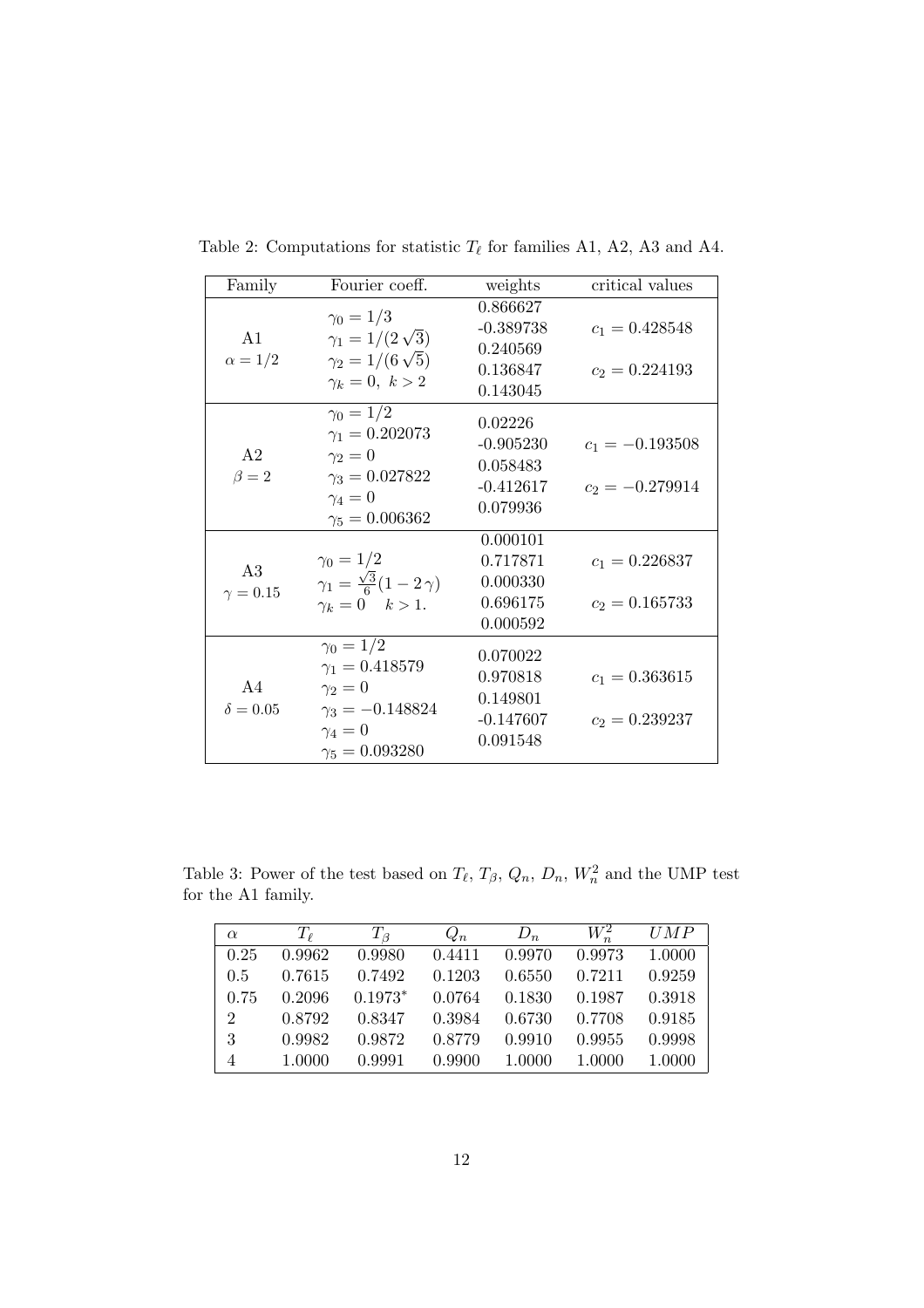Table 2: Computations for statistic $T_\ell$ for families A1, A2, A3 and A4.

| Family | Fourier coeff. | weights | critical values |
|---|---|---|---|
| A1<br>$\alpha = 1/2$ | $\gamma_0 = 1/3$<br>$\gamma_1 = 1/(2\sqrt{3})$<br>$\gamma_2 = 1/(6\sqrt{5})$<br>$\gamma_k = 0,\ k > 2$ | 0.866627<br>-0.389738<br>0.240569<br>0.136847<br>0.143045 | $c_1 = 0.428548$<br>$c_2 = 0.224193$ |
| A2<br>$\beta = 2$ | $\gamma_0 = 1/2$<br>$\gamma_1 = 0.202073$<br>$\gamma_2 = 0$<br>$\gamma_3 = 0.027822$<br>$\gamma_4 = 0$<br>$\gamma_5 = 0.006362$ | 0.02226<br>-0.905230<br>0.058483<br>-0.412617<br>0.079936 | $c_1 = -0.193508$<br>$c_2 = -0.279914$ |
| A3<br>$\gamma = 0.15$ | $\gamma_0 = 1/2$<br>$\gamma_1 = \frac{\sqrt{3}}{6}(1 - 2\gamma)$<br>$\gamma_k = 0 \quad k > 1.$ | 0.000101<br>0.717871<br>0.000330<br>0.696175<br>0.000592 | $c_1 = 0.226837$<br>$c_2 = 0.165733$ |
| A4<br>$\delta = 0.05$ | $\gamma_0 = 1/2$<br>$\gamma_1 = 0.418579$<br>$\gamma_2 = 0$<br>$\gamma_3 = -0.148824$<br>$\gamma_4 = 0$<br>$\gamma_5 = 0.093280$ | 0.070022<br>0.970818<br>0.149801<br>-0.147607<br>0.091548 | $c_1 = 0.363615$<br>$c_2 = 0.239237$ |

Table 3: Power of the test based on $T_\ell$, $T_\beta$, $Q_n$, $D_n$, $W_n^2$ and the UMP test for the A1 family.

| $\alpha$ | $T_\ell$ | $T_\beta$ | $Q_n$ | $D_n$ | $W_n^2$ | $UMP$ |
|---|---|---|---|---|---|---|
| 0.25 | 0.9962 | 0.9980 | 0.4411 | 0.9970 | 0.9973 | 1.0000 |
| 0.5 | 0.7615 | 0.7492 | 0.1203 | 0.6550 | 0.7211 | 0.9259 |
| 0.75 | 0.2096 | $0.1973^*$ | 0.0764 | 0.1830 | 0.1987 | 0.3918 |
| 2 | 0.8792 | 0.8347 | 0.3984 | 0.6730 | 0.7708 | 0.9185 |
| 3 | 0.9982 | 0.9872 | 0.8779 | 0.9910 | 0.9955 | 0.9998 |
| 4 | 1.0000 | 0.9991 | 0.9900 | 1.0000 | 1.0000 | 1.0000 |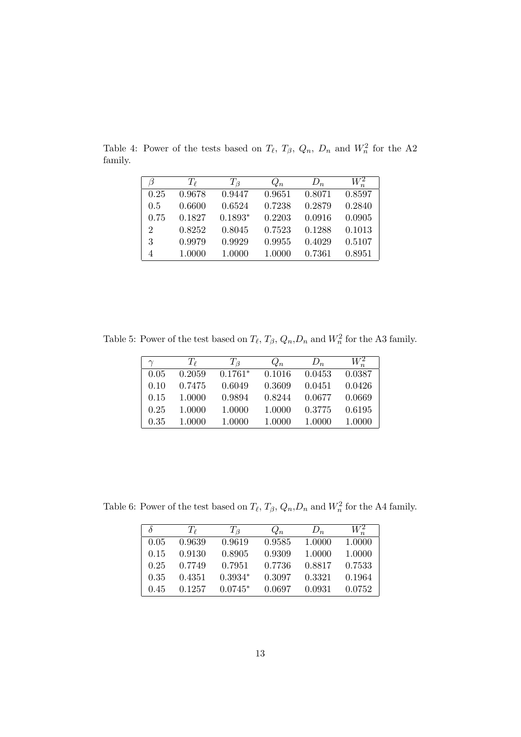Table 4: Power of the tests based on $T_\ell$, $T_\beta$, $Q_n$, $D_n$ and $W_n^2$ for the A2 family.

| $\beta$ | $T_\ell$ | $T_\beta$ | $Q_n$ | $D_n$ | $W_n^2$ |
|---|---|---|---|---|---|
| 0.25 | 0.9678 | 0.9447 | 0.9651 | 0.8071 | 0.8597 |
| 0.5 | 0.6600 | 0.6524 | 0.7238 | 0.2879 | 0.2840 |
| 0.75 | 0.1827 | 0.1893* | 0.2203 | 0.0916 | 0.0905 |
| 2 | 0.8252 | 0.8045 | 0.7523 | 0.1288 | 0.1013 |
| 3 | 0.9979 | 0.9929 | 0.9955 | 0.4029 | 0.5107 |
| 4 | 1.0000 | 1.0000 | 1.0000 | 0.7361 | 0.8951 |

Table 5: Power of the test based on $T_\ell$, $T_\beta$, $Q_n$,$D_n$ and $W_n^2$ for the A3 family.

| $\gamma$ | $T_\ell$ | $T_\beta$ | $Q_n$ | $D_n$ | $W_n^2$ |
|---|---|---|---|---|---|
| 0.05 | 0.2059 | 0.1761* | 0.1016 | 0.0453 | 0.0387 |
| 0.10 | 0.7475 | 0.6049 | 0.3609 | 0.0451 | 0.0426 |
| 0.15 | 1.0000 | 0.9894 | 0.8244 | 0.0677 | 0.0669 |
| 0.25 | 1.0000 | 1.0000 | 1.0000 | 0.3775 | 0.6195 |
| 0.35 | 1.0000 | 1.0000 | 1.0000 | 1.0000 | 1.0000 |

Table 6: Power of the test based on $T_\ell$, $T_\beta$, $Q_n$,$D_n$ and $W_n^2$ for the A4 family.

| $\delta$ | $T_\ell$ | $T_\beta$ | $Q_n$ | $D_n$ | $W_n^2$ |
|---|---|---|---|---|---|
| 0.05 | 0.9639 | 0.9619 | 0.9585 | 1.0000 | 1.0000 |
| 0.15 | 0.9130 | 0.8905 | 0.9309 | 1.0000 | 1.0000 |
| 0.25 | 0.7749 | 0.7951 | 0.7736 | 0.8817 | 0.7533 |
| 0.35 | 0.4351 | 0.3934* | 0.3097 | 0.3321 | 0.1964 |
| 0.45 | 0.1257 | 0.0745* | 0.0697 | 0.0931 | 0.0752 |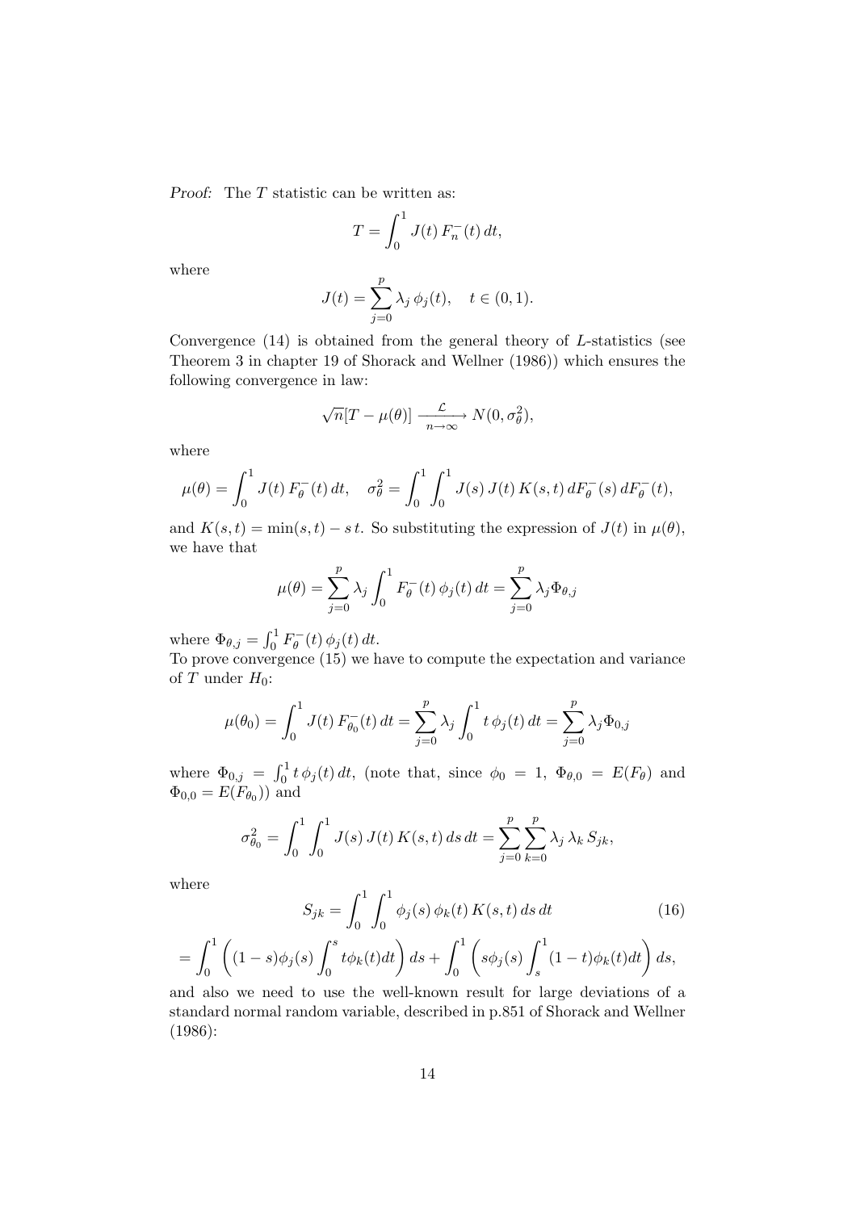*Proof:* The $T$ statistic can be written as:

$$T = \int_0^1 J(t)\, F_n^-(t)\, dt,$$

where

$$J(t) = \sum_{j=0}^{p} \lambda_j\, \phi_j(t), \quad t \in (0,1).$$

Convergence (14) is obtained from the general theory of $L$-statistics (see Theorem 3 in chapter 19 of Shorack and Wellner (1986)) which ensures the following convergence in law:

$$\sqrt{n}[T - \mu(\theta)] \xrightarrow[n\to\infty]{\mathcal{L}} N(0, \sigma_\theta^2),$$

where

$$\mu(\theta) = \int_0^1 J(t)\, F_\theta^-(t)\, dt, \quad \sigma_\theta^2 = \int_0^1 \int_0^1 J(s)\, J(t)\, K(s,t)\, dF_\theta^-(s)\, dF_\theta^-(t),$$

and $K(s,t) = \min(s,t) - s\,t$. So substituting the expression of $J(t)$ in $\mu(\theta)$, we have that

$$\mu(\theta) = \sum_{j=0}^{p} \lambda_j \int_0^1 F_\theta^-(t)\, \phi_j(t)\, dt = \sum_{j=0}^{p} \lambda_j \Phi_{\theta,j}$$

where $\Phi_{\theta,j} = \int_0^1 F_\theta^-(t)\, \phi_j(t)\, dt$.
To prove convergence (15) we have to compute the expectation and variance of $T$ under $H_0$:

$$\mu(\theta_0) = \int_0^1 J(t)\, F_{\theta_0}^-(t)\, dt = \sum_{j=0}^{p} \lambda_j \int_0^1 t\, \phi_j(t)\, dt = \sum_{j=0}^{p} \lambda_j \Phi_{0,j}$$

where $\Phi_{0,j} = \int_0^1 t\, \phi_j(t)\, dt$, (note that, since $\phi_0 = 1$, $\Phi_{\theta,0} = E(F_\theta)$ and $\Phi_{0,0} = E(F_{\theta_0})$) and

$$\sigma_{\theta_0}^2 = \int_0^1 \int_0^1 J(s)\, J(t)\, K(s,t)\, ds\, dt = \sum_{j=0}^{p} \sum_{k=0}^{p} \lambda_j\, \lambda_k\, S_{jk},$$

where

$$S_{jk} = \int_0^1 \int_0^1 \phi_j(s)\, \phi_k(t)\, K(s,t)\, ds\, dt \tag{16}$$

$$= \int_0^1 \left( (1-s)\phi_j(s) \int_0^s t\phi_k(t) dt \right) ds + \int_0^1 \left( s\phi_j(s) \int_s^1 (1-t)\phi_k(t) dt \right) ds,$$

and also we need to use the well-known result for large deviations of a standard normal random variable, described in p.851 of Shorack and Wellner (1986):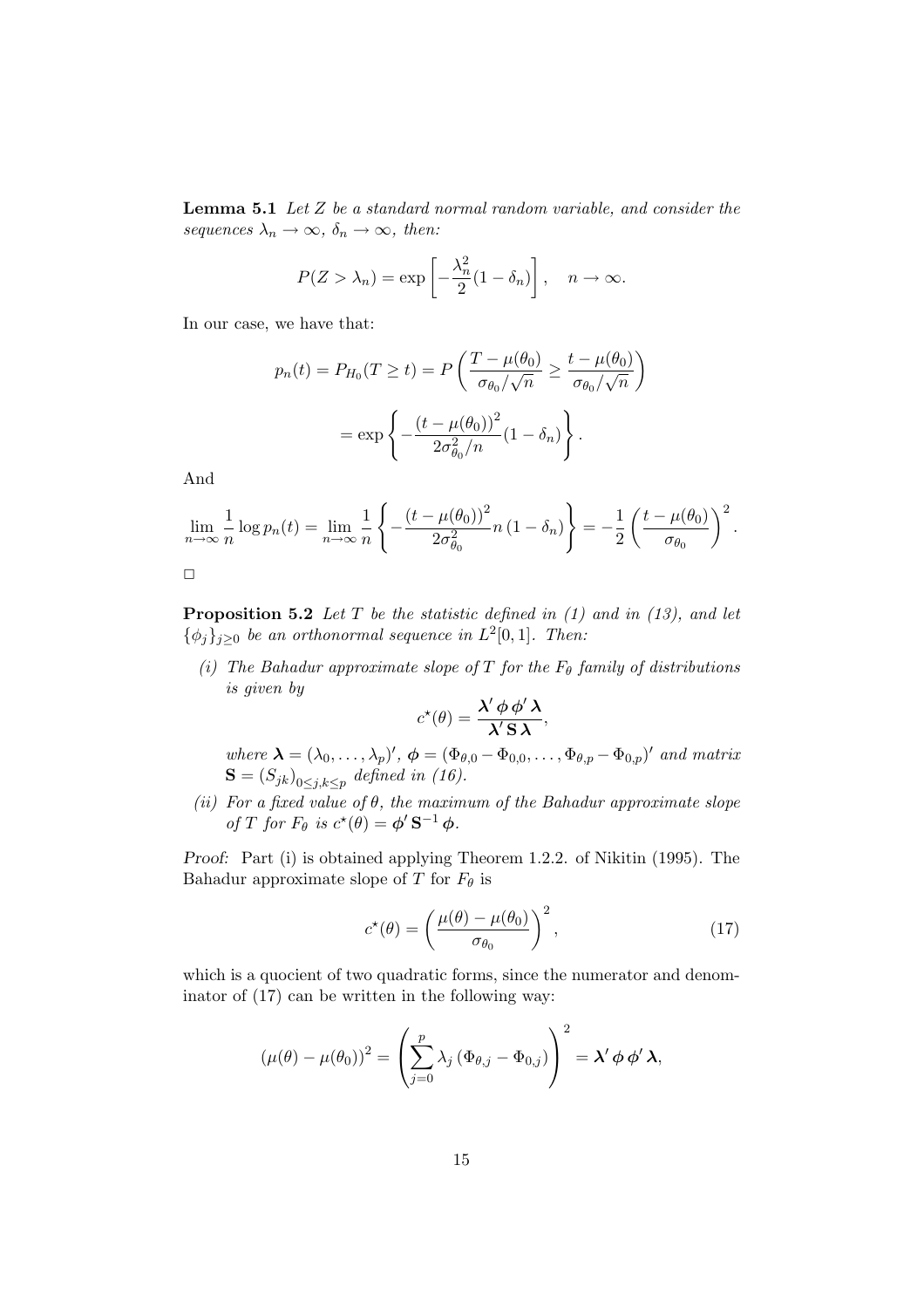**Lemma 5.1** *Let $Z$ be a standard normal random variable, and consider the sequences $\lambda_n \to \infty$, $\delta_n \to \infty$, then:*

$$P(Z > \lambda_n) = \exp\left[-\frac{\lambda_n^2}{2}(1-\delta_n)\right], \quad n \to \infty.$$

In our case, we have that:

$$p_n(t) = P_{H_0}(T \geq t) = P\left(\frac{T-\mu(\theta_0)}{\sigma_{\theta_0}/\sqrt{n}} \geq \frac{t-\mu(\theta_0)}{\sigma_{\theta_0}/\sqrt{n}}\right)$$

$$= \exp\left\{-\frac{(t-\mu(\theta_0))^2}{2\sigma_{\theta_0}^2/n}(1-\delta_n)\right\}.$$

And

$$\lim_{n\to\infty}\frac{1}{n}\log p_n(t) = \lim_{n\to\infty}\frac{1}{n}\left\{-\frac{(t-\mu(\theta_0))^2}{2\sigma_{\theta_0}^2}n\,(1-\delta_n)\right\} = -\frac{1}{2}\left(\frac{t-\mu(\theta_0)}{\sigma_{\theta_0}}\right)^2.$$

□

**Proposition 5.2** *Let $T$ be the statistic defined in (1) and in (13), and let $\{\phi_j\}_{j\geq 0}$ be an orthonormal sequence in $L^2[0,1]$. Then:*

*(i) The Bahadur approximate slope of $T$ for the $F_\theta$ family of distributions is given by*

$$c^\star(\theta) = \frac{\boldsymbol{\lambda}'\,\boldsymbol{\phi}\,\boldsymbol{\phi}'\,\boldsymbol{\lambda}}{\boldsymbol{\lambda}'\,\mathbf{S}\,\boldsymbol{\lambda}},$$

*where $\boldsymbol{\lambda} = (\lambda_0, \ldots, \lambda_p)'$, $\boldsymbol{\phi} = (\Phi_{\theta,0} - \Phi_{0,0}, \ldots, \Phi_{\theta,p} - \Phi_{0,p})'$ and matrix $\mathbf{S} = (S_{jk})_{0\leq j,k\leq p}$ defined in (16).*

*(ii) For a fixed value of $\theta$, the maximum of the Bahadur approximate slope of $T$ for $F_\theta$ is $c^\star(\theta) = \boldsymbol{\phi}'\,\mathbf{S}^{-1}\,\boldsymbol{\phi}$.*

*Proof:* Part (i) is obtained applying Theorem 1.2.2. of Nikitin (1995). The Bahadur approximate slope of $T$ for $F_\theta$ is

$$c^\star(\theta) = \left(\frac{\mu(\theta)-\mu(\theta_0)}{\sigma_{\theta_0}}\right)^2, \tag{17}$$

which is a quocient of two quadratic forms, since the numerator and denominator of (17) can be written in the following way:

$$(\mu(\theta)-\mu(\theta_0))^2 = \left(\sum_{j=0}^{p}\lambda_j\,(\Phi_{\theta,j}-\Phi_{0,j})\right)^2 = \boldsymbol{\lambda}'\,\boldsymbol{\phi}\,\boldsymbol{\phi}'\,\boldsymbol{\lambda},$$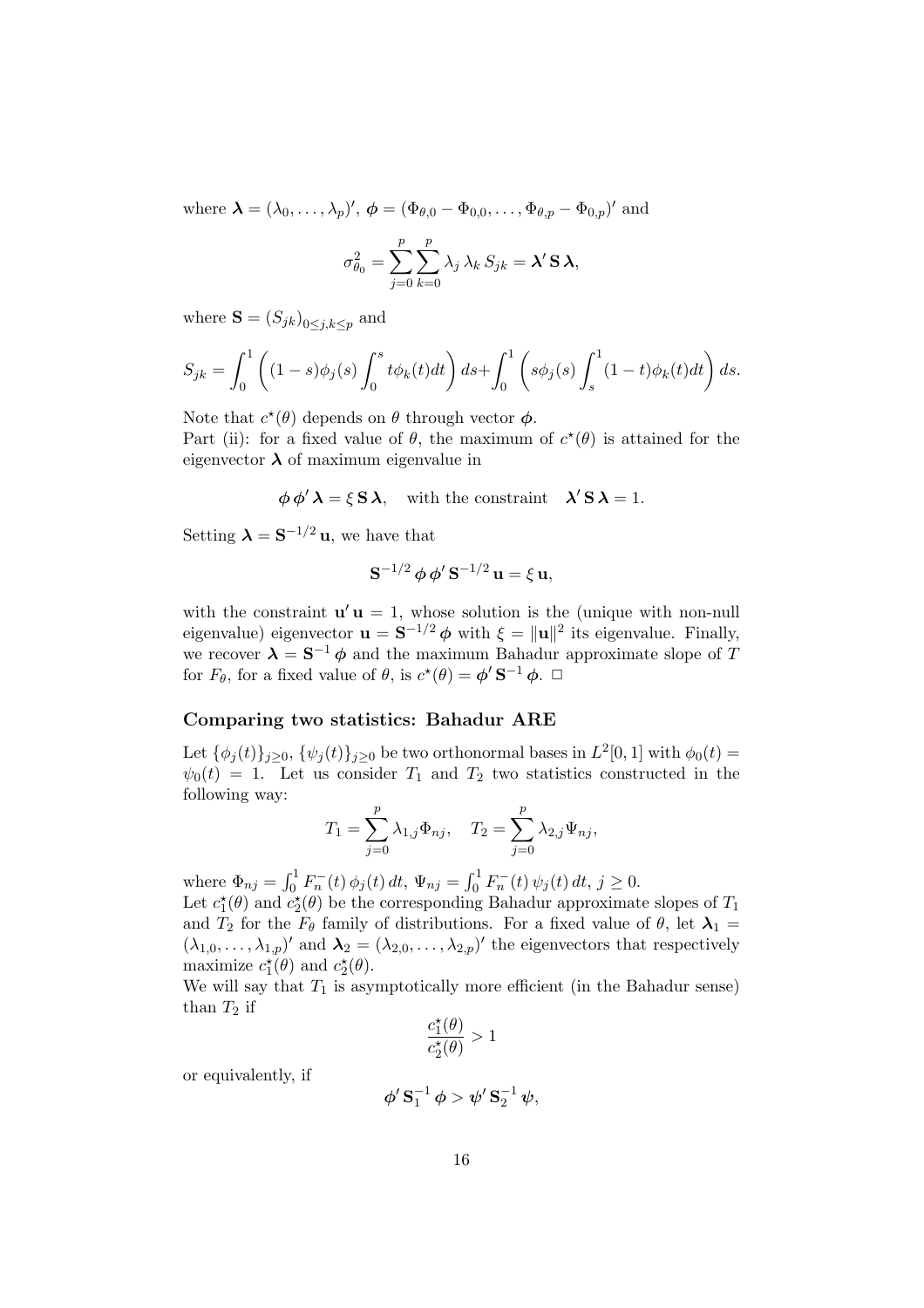where $\boldsymbol{\lambda} = (\lambda_0, \ldots, \lambda_p)'$, $\boldsymbol{\phi} = (\Phi_{\theta,0} - \Phi_{0,0}, \ldots, \Phi_{\theta,p} - \Phi_{0,p})'$ and

$$\sigma^2_{\theta_0} = \sum_{j=0}^{p} \sum_{k=0}^{p} \lambda_j \, \lambda_k \, S_{jk} = \boldsymbol{\lambda}' \, \mathbf{S} \, \boldsymbol{\lambda},$$

where $\mathbf{S} = (S_{jk})_{0 \leq j,k \leq p}$ and

$$S_{jk} = \int_0^1 \left( (1-s)\phi_j(s) \int_0^s t\phi_k(t)dt \right) ds + \int_0^1 \left( s\phi_j(s) \int_s^1 (1-t)\phi_k(t)dt \right) ds.$$

Note that $c^\star(\theta)$ depends on $\theta$ through vector $\boldsymbol{\phi}$.

Part (ii): for a fixed value of $\theta$, the maximum of $c^\star(\theta)$ is attained for the eigenvector $\boldsymbol{\lambda}$ of maximum eigenvalue in

$$\boldsymbol{\phi} \, \boldsymbol{\phi}' \, \boldsymbol{\lambda} = \xi \, \mathbf{S} \, \boldsymbol{\lambda}, \quad \text{with the constraint} \quad \boldsymbol{\lambda}' \, \mathbf{S} \, \boldsymbol{\lambda} = 1.$$

Setting $\boldsymbol{\lambda} = \mathbf{S}^{-1/2} \, \mathbf{u}$, we have that

$$\mathbf{S}^{-1/2} \, \boldsymbol{\phi} \, \boldsymbol{\phi}' \, \mathbf{S}^{-1/2} \, \mathbf{u} = \xi \, \mathbf{u},$$

with the constraint $\mathbf{u}' \, \mathbf{u} = 1$, whose solution is the (unique with non-null eigenvalue) eigenvector $\mathbf{u} = \mathbf{S}^{-1/2} \, \boldsymbol{\phi}$ with $\xi = \|\mathbf{u}\|^2$ its eigenvalue. Finally, we recover $\boldsymbol{\lambda} = \mathbf{S}^{-1} \, \boldsymbol{\phi}$ and the maximum Bahadur approximate slope of $T$ for $F_\theta$, for a fixed value of $\theta$, is $c^\star(\theta) = \boldsymbol{\phi}' \, \mathbf{S}^{-1} \, \boldsymbol{\phi}$. $\square$

### Comparing two statistics: Bahadur ARE

Let $\{\phi_j(t)\}_{j \geq 0}$, $\{\psi_j(t)\}_{j \geq 0}$ be two orthonormal bases in $L^2[0,1]$ with $\phi_0(t) = \psi_0(t) = 1$. Let us consider $T_1$ and $T_2$ two statistics constructed in the following way:

$$T_1 = \sum_{j=0}^{p} \lambda_{1,j} \Phi_{nj}, \quad T_2 = \sum_{j=0}^{p} \lambda_{2,j} \Psi_{nj},$$

where $\Phi_{nj} = \int_0^1 F_n^-(t) \, \phi_j(t) \, dt$, $\Psi_{nj} = \int_0^1 F_n^-(t) \, \psi_j(t) \, dt$, $j \geq 0$.

Let $c_1^\star(\theta)$ and $c_2^\star(\theta)$ be the corresponding Bahadur approximate slopes of $T_1$ and $T_2$ for the $F_\theta$ family of distributions. For a fixed value of $\theta$, let $\boldsymbol{\lambda}_1 = (\lambda_{1,0}, \ldots, \lambda_{1,p})'$ and $\boldsymbol{\lambda}_2 = (\lambda_{2,0}, \ldots, \lambda_{2,p})'$ the eigenvectors that respectively maximize $c_1^\star(\theta)$ and $c_2^\star(\theta)$.

We will say that $T_1$ is asymptotically more efficient (in the Bahadur sense) than $T_2$ if

$$\frac{c_1^\star(\theta)}{c_2^\star(\theta)} > 1$$

or equivalently, if

$$\boldsymbol{\phi}' \, \mathbf{S}_1^{-1} \, \boldsymbol{\phi} > \boldsymbol{\psi}' \, \mathbf{S}_2^{-1} \, \boldsymbol{\psi},$$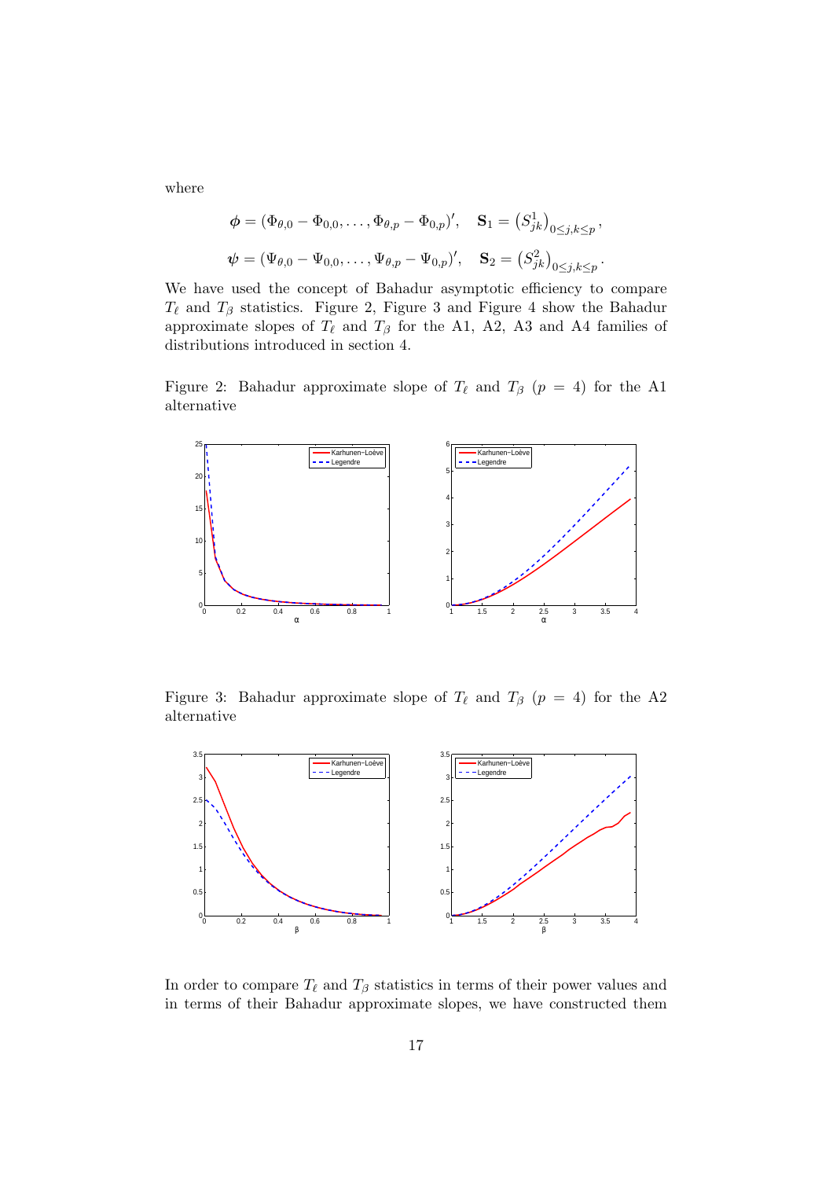where

$$\boldsymbol{\phi} = (\Phi_{\theta,0} - \Phi_{0,0}, \ldots, \Phi_{\theta,p} - \Phi_{0,p})', \quad \mathbf{S}_1 = \left(S^1_{jk}\right)_{0 \le j,k \le p},$$

$$\boldsymbol{\psi} = (\Psi_{\theta,0} - \Psi_{0,0}, \ldots, \Psi_{\theta,p} - \Psi_{0,p})', \quad \mathbf{S}_2 = \left(S^2_{jk}\right)_{0 \le j,k \le p}.$$

We have used the concept of Bahadur asymptotic efficiency to compare $T_\ell$ and $T_\beta$ statistics. Figure 2, Figure 3 and Figure 4 show the Bahadur approximate slopes of $T_\ell$ and $T_\beta$ for the A1, A2, A3 and A4 families of distributions introduced in section 4.

Figure 2: Bahadur approximate slope of $T_\ell$ and $T_\beta$ ($p = 4$) for the A1 alternative

Figure 3: Bahadur approximate slope of $T_\ell$ and $T_\beta$ ($p = 4$) for the A2 alternative

In order to compare $T_\ell$ and $T_\beta$ statistics in terms of their power values and in terms of their Bahadur approximate slopes, we have constructed them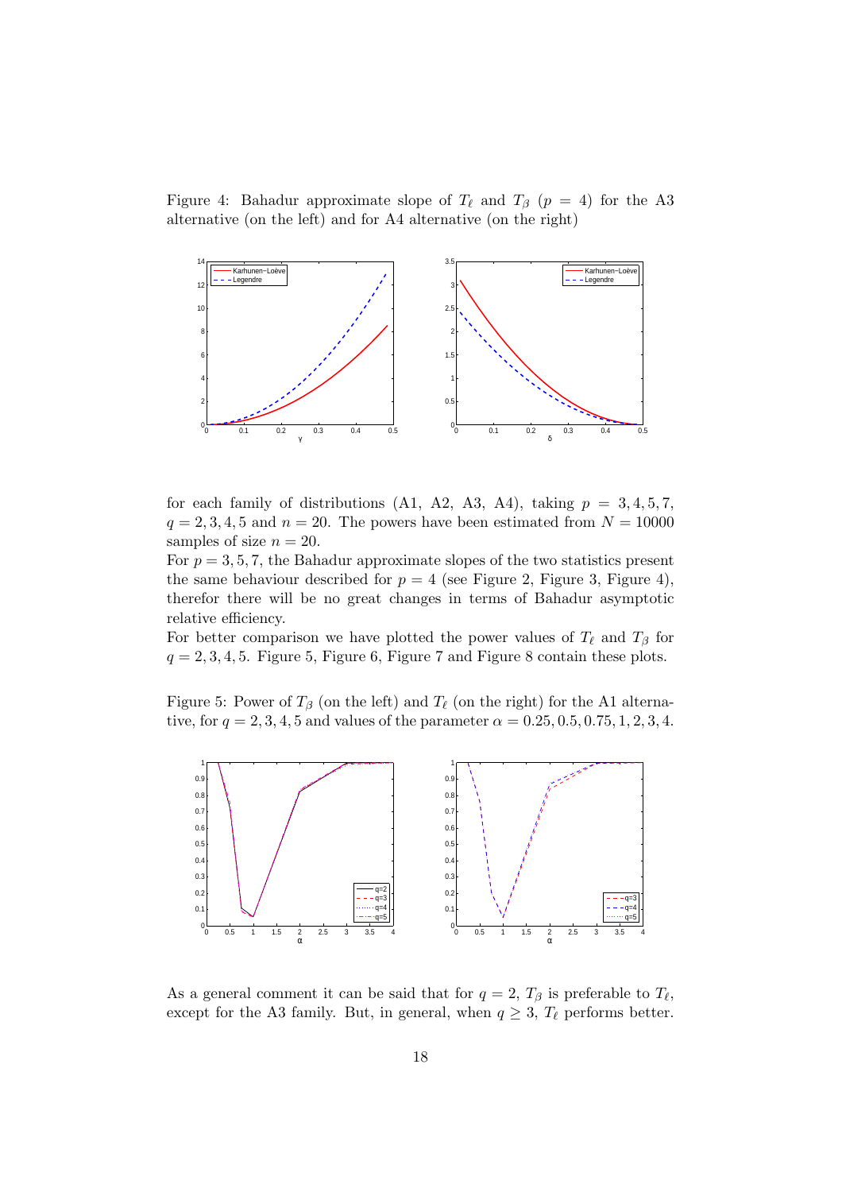Figure 4: Bahadur approximate slope of $T_\ell$ and $T_\beta$ ($p = 4$) for the A3 alternative (on the left) and for A4 alternative (on the right)

for each family of distributions (A1, A2, A3, A4), taking $p = 3, 4, 5, 7$, $q = 2, 3, 4, 5$ and $n = 20$. The powers have been estimated from $N = 10000$ samples of size $n = 20$.

For $p = 3, 5, 7$, the Bahadur approximate slopes of the two statistics present the same behaviour described for $p = 4$ (see Figure 2, Figure 3, Figure 4), therefor there will be no great changes in terms of Bahadur asymptotic relative efficiency.

For better comparison we have plotted the power values of $T_\ell$ and $T_\beta$ for $q = 2, 3, 4, 5$. Figure 5, Figure 6, Figure 7 and Figure 8 contain these plots.

Figure 5: Power of $T_\beta$ (on the left) and $T_\ell$ (on the right) for the A1 alternative, for $q = 2, 3, 4, 5$ and values of the parameter $\alpha = 0.25, 0.5, 0.75, 1, 2, 3, 4$.

As a general comment it can be said that for $q = 2$, $T_\beta$ is preferable to $T_\ell$, except for the A3 family. But, in general, when $q \geq 3$, $T_\ell$ performs better.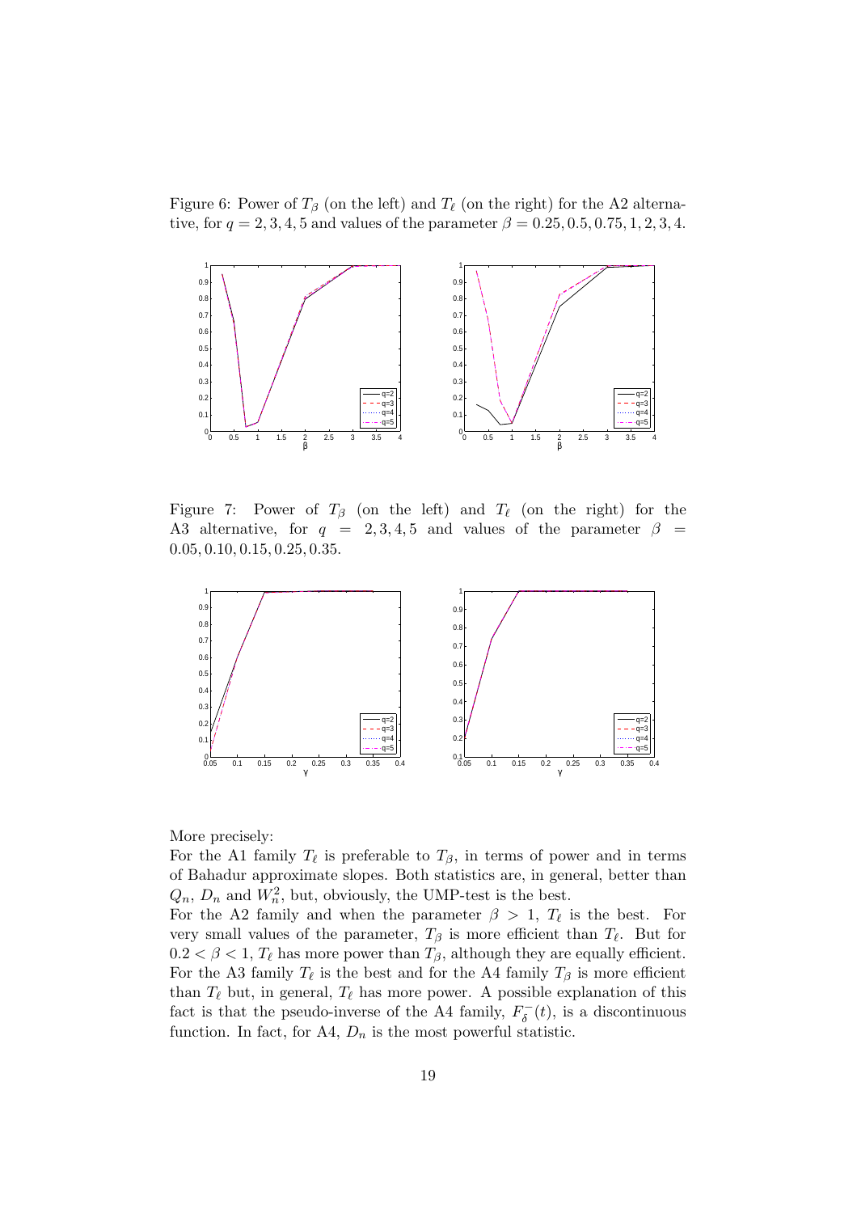Figure 6: Power of $T_\beta$ (on the left) and $T_\ell$ (on the right) for the A2 alternative, for $q = 2, 3, 4, 5$ and values of the parameter $\beta = 0.25, 0.5, 0.75, 1, 2, 3, 4$.

Figure 7: Power of $T_\beta$ (on the left) and $T_\ell$ (on the right) for the A3 alternative, for $q = 2, 3, 4, 5$ and values of the parameter $\beta = 0.05, 0.10, 0.15, 0.25, 0.35$.

More precisely:

For the A1 family $T_\ell$ is preferable to $T_\beta$, in terms of power and in terms of Bahadur approximate slopes. Both statistics are, in general, better than $Q_n$, $D_n$ and $W_n^2$, but, obviously, the UMP-test is the best.

For the A2 family and when the parameter $\beta > 1$, $T_\ell$ is the best. For very small values of the parameter, $T_\beta$ is more efficient than $T_\ell$. But for $0.2 < \beta < 1$, $T_\ell$ has more power than $T_\beta$, although they are equally efficient. For the A3 family $T_\ell$ is the best and for the A4 family $T_\beta$ is more efficient than $T_\ell$ but, in general, $T_\ell$ has more power. A possible explanation of this fact is that the pseudo-inverse of the A4 family, $F_\delta^-(t)$, is a discontinuous function. In fact, for A4, $D_n$ is the most powerful statistic.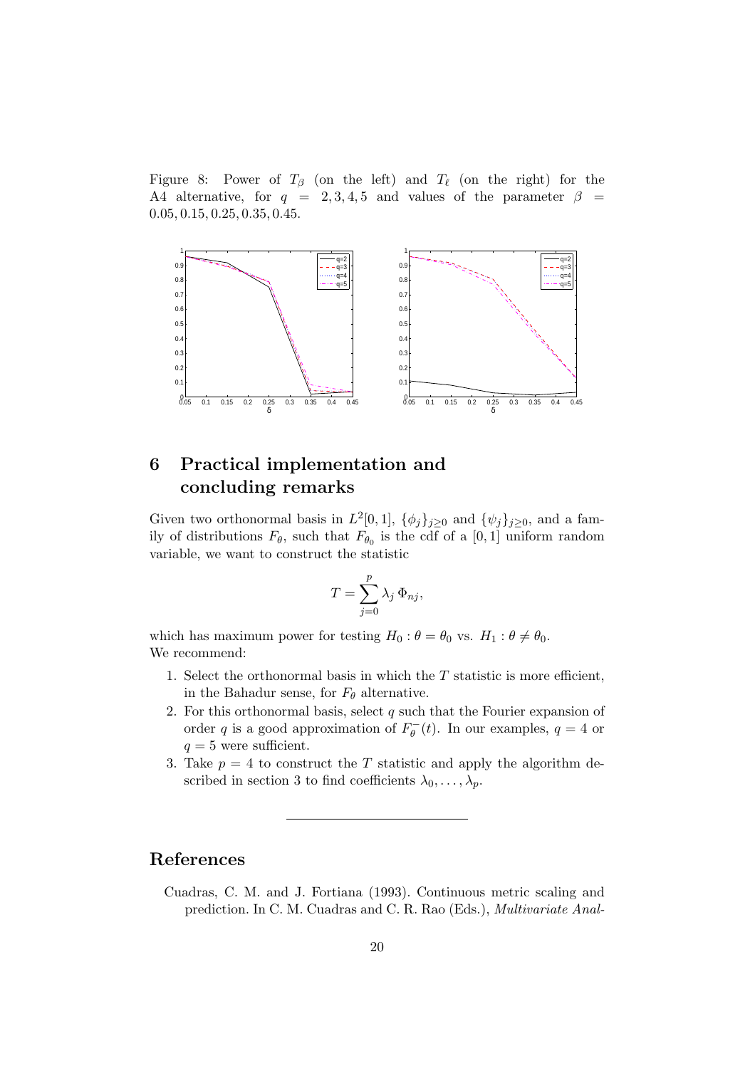Figure 8: Power of $T_\beta$ (on the left) and $T_\ell$ (on the right) for the A4 alternative, for $q = 2, 3, 4, 5$ and values of the parameter $\beta = 0.05, 0.15, 0.25, 0.35, 0.45$.

## 6 Practical implementation and concluding remarks

Given two orthonormal basis in $L^2[0,1]$, $\{\phi_j\}_{j\geq 0}$ and $\{\psi_j\}_{j\geq 0}$, and a family of distributions $F_\theta$, such that $F_{\theta_0}$ is the cdf of a $[0,1]$ uniform random variable, we want to construct the statistic

$$T = \sum_{j=0}^{p} \lambda_j \, \Phi_{nj},$$

which has maximum power for testing $H_0 : \theta = \theta_0$ vs. $H_1 : \theta \neq \theta_0$.
We recommend:

1. Select the orthonormal basis in which the $T$ statistic is more efficient, in the Bahadur sense, for $F_\theta$ alternative.
2. For this orthonormal basis, select $q$ such that the Fourier expansion of order $q$ is a good approximation of $F_\theta^{-}(t)$. In our examples, $q = 4$ or $q = 5$ were sufficient.
3. Take $p = 4$ to construct the $T$ statistic and apply the algorithm described in section 3 to find coefficients $\lambda_0, \ldots, \lambda_p$.

---

## References

Cuadras, C. M. and J. Fortiana (1993). Continuous metric scaling and prediction. In C. M. Cuadras and C. R. Rao (Eds.), *Multivariate Anal-*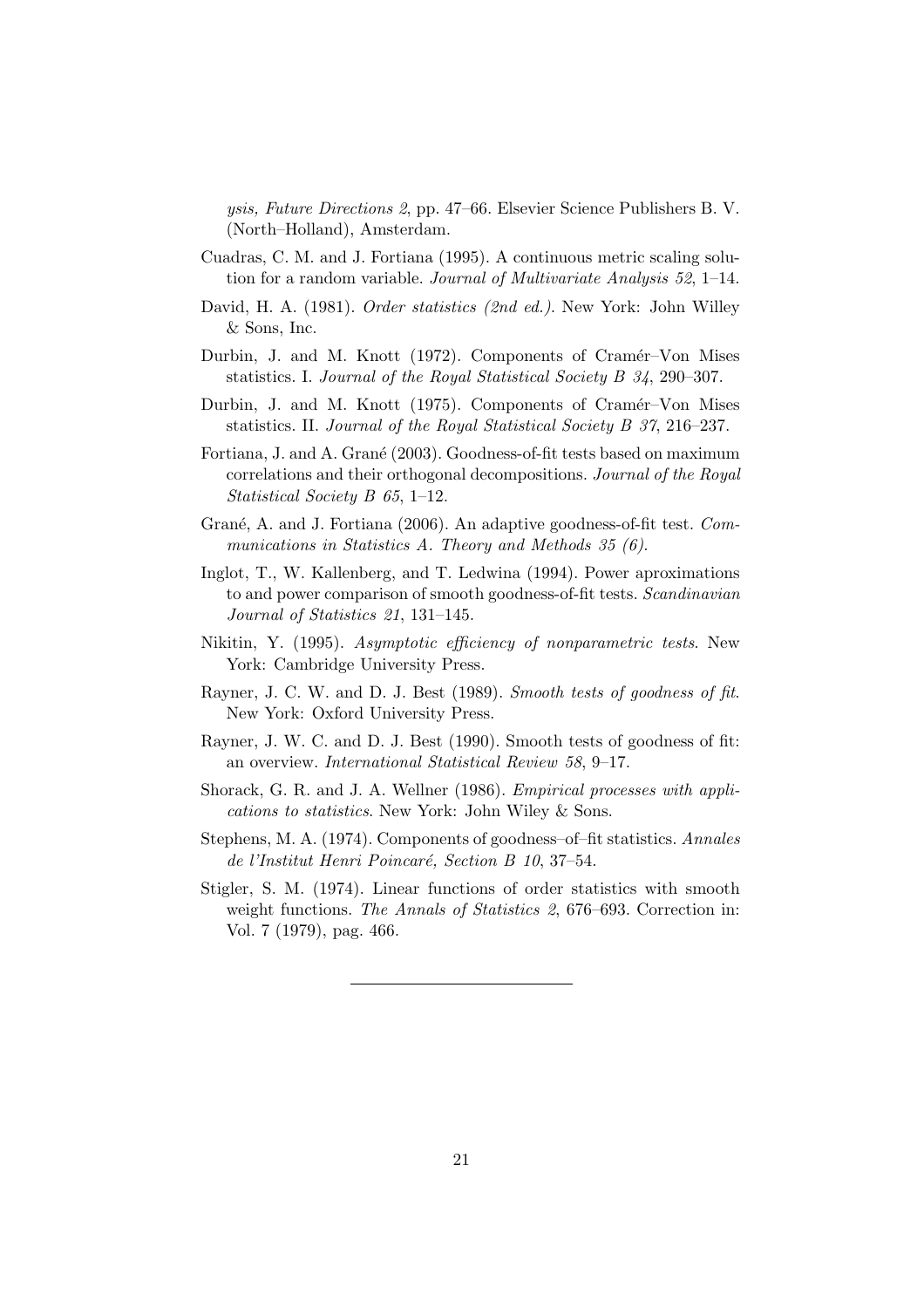*ysis, Future Directions 2*, pp. 47–66. Elsevier Science Publishers B. V. (North–Holland), Amsterdam.

Cuadras, C. M. and J. Fortiana (1995). A continuous metric scaling solution for a random variable. *Journal of Multivariate Analysis 52*, 1–14.

David, H. A. (1981). *Order statistics (2nd ed.)*. New York: John Willey & Sons, Inc.

Durbin, J. and M. Knott (1972). Components of Cramér–Von Mises statistics. I. *Journal of the Royal Statistical Society B 34*, 290–307.

Durbin, J. and M. Knott (1975). Components of Cramér–Von Mises statistics. II. *Journal of the Royal Statistical Society B 37*, 216–237.

Fortiana, J. and A. Grané (2003). Goodness-of-fit tests based on maximum correlations and their orthogonal decompositions. *Journal of the Royal Statistical Society B 65*, 1–12.

Grané, A. and J. Fortiana (2006). An adaptive goodness-of-fit test. *Communications in Statistics A. Theory and Methods 35 (6)*.

Inglot, T., W. Kallenberg, and T. Ledwina (1994). Power aproximations to and power comparison of smooth goodness-of-fit tests. *Scandinavian Journal of Statistics 21*, 131–145.

Nikitin, Y. (1995). *Asymptotic efficiency of nonparametric tests*. New York: Cambridge University Press.

Rayner, J. C. W. and D. J. Best (1989). *Smooth tests of goodness of fit*. New York: Oxford University Press.

Rayner, J. W. C. and D. J. Best (1990). Smooth tests of goodness of fit: an overview. *International Statistical Review 58*, 9–17.

Shorack, G. R. and J. A. Wellner (1986). *Empirical processes with applications to statistics*. New York: John Wiley & Sons.

Stephens, M. A. (1974). Components of goodness–of–fit statistics. *Annales de l'Institut Henri Poincaré, Section B 10*, 37–54.

Stigler, S. M. (1974). Linear functions of order statistics with smooth weight functions. *The Annals of Statistics 2*, 676–693. Correction in: Vol. 7 (1979), pag. 466.